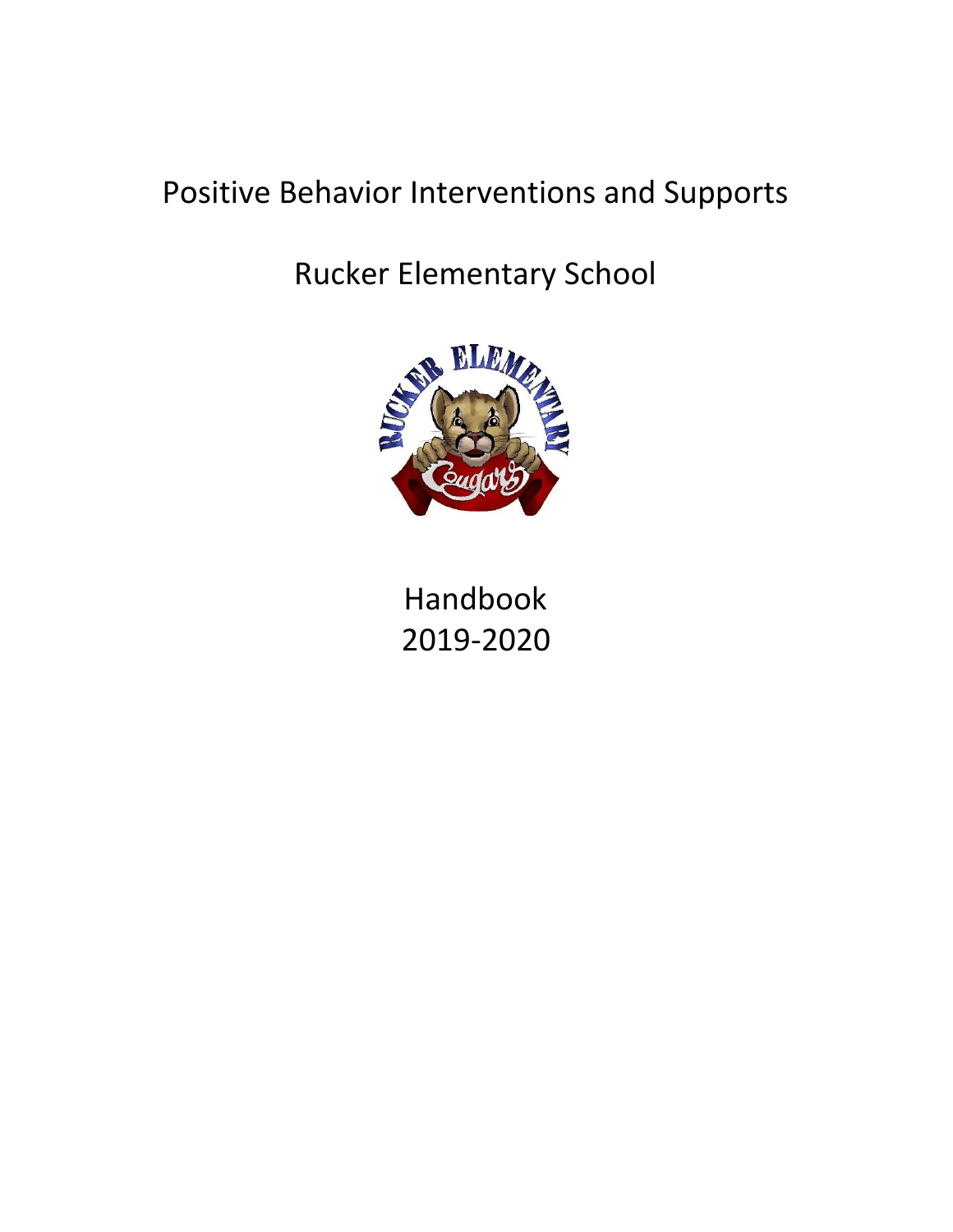# Positive Behavior Interventions and Supports

## Rucker Elementary School

Handbook
2019-2020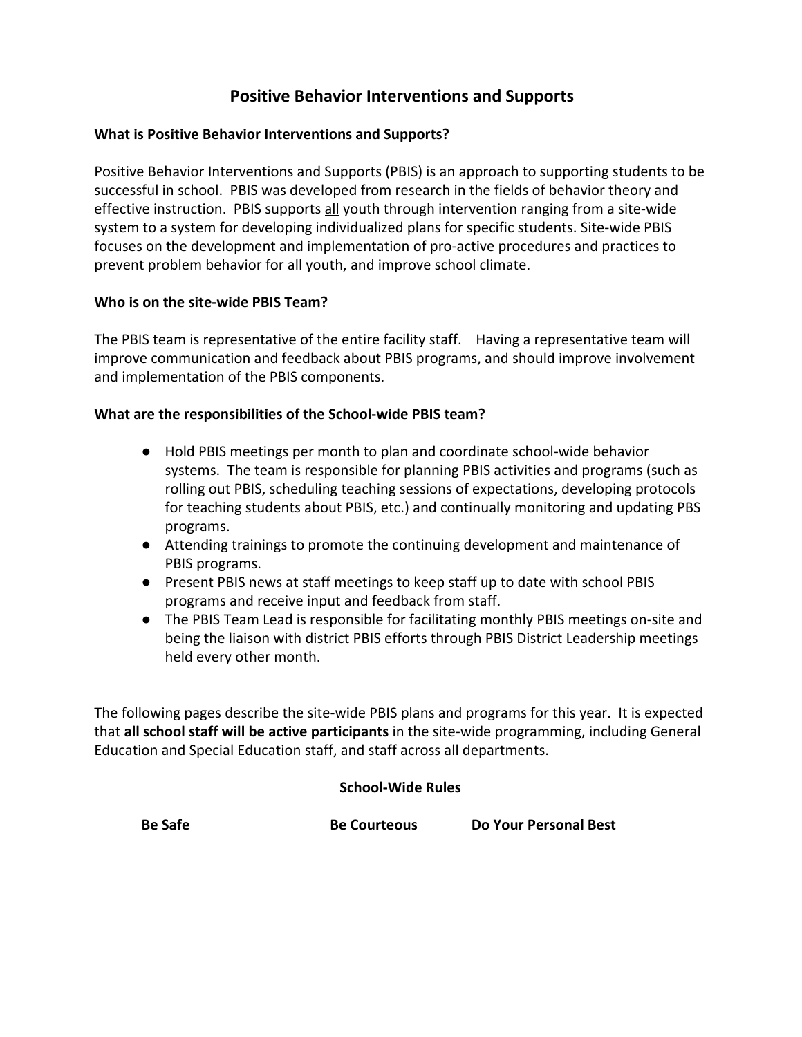# Positive Behavior Interventions and Supports

### What is Positive Behavior Interventions and Supports?

Positive Behavior Interventions and Supports (PBIS) is an approach to supporting students to be successful in school. PBIS was developed from research in the fields of behavior theory and effective instruction. PBIS supports <u>all</u> youth through intervention ranging from a site-wide system to a system for developing individualized plans for specific students. Site-wide PBIS focuses on the development and implementation of pro-active procedures and practices to prevent problem behavior for all youth, and improve school climate.

### Who is on the site-wide PBIS Team?

The PBIS team is representative of the entire facility staff. Having a representative team will improve communication and feedback about PBIS programs, and should improve involvement and implementation of the PBIS components.

### What are the responsibilities of the School-wide PBIS team?

- Hold PBIS meetings per month to plan and coordinate school-wide behavior systems. The team is responsible for planning PBIS activities and programs (such as rolling out PBIS, scheduling teaching sessions of expectations, developing protocols for teaching students about PBIS, etc.) and continually monitoring and updating PBS programs.
- Attending trainings to promote the continuing development and maintenance of PBIS programs.
- Present PBIS news at staff meetings to keep staff up to date with school PBIS programs and receive input and feedback from staff.
- The PBIS Team Lead is responsible for facilitating monthly PBIS meetings on-site and being the liaison with district PBIS efforts through PBIS District Leadership meetings held every other month.

The following pages describe the site-wide PBIS plans and programs for this year. It is expected that **all school staff will be active participants** in the site-wide programming, including General Education and Special Education staff, and staff across all departments.

### School-Wide Rules

**Be Safe** **Be Courteous** **Do Your Personal Best**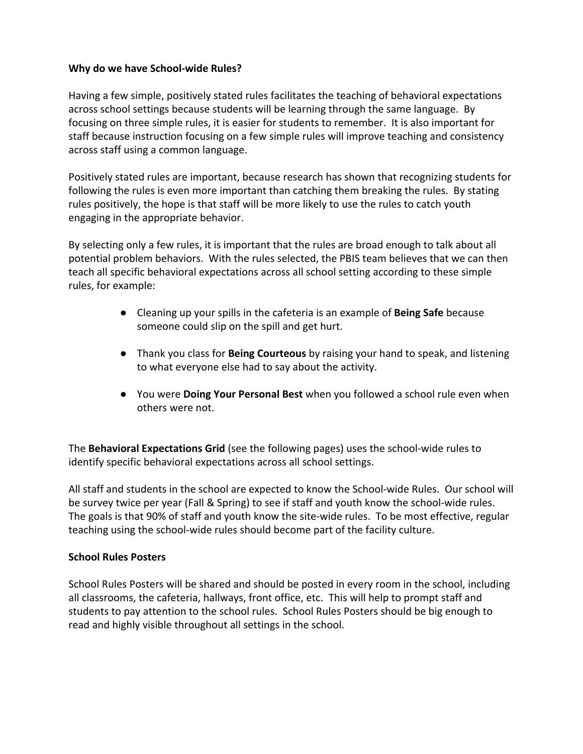**Why do we have School-wide Rules?**

Having a few simple, positively stated rules facilitates the teaching of behavioral expectations across school settings because students will be learning through the same language. By focusing on three simple rules, it is easier for students to remember. It is also important for staff because instruction focusing on a few simple rules will improve teaching and consistency across staff using a common language.

Positively stated rules are important, because research has shown that recognizing students for following the rules is even more important than catching them breaking the rules. By stating rules positively, the hope is that staff will be more likely to use the rules to catch youth engaging in the appropriate behavior.

By selecting only a few rules, it is important that the rules are broad enough to talk about all potential problem behaviors. With the rules selected, the PBIS team believes that we can then teach all specific behavioral expectations across all school setting according to these simple rules, for example:

- Cleaning up your spills in the cafeteria is an example of **Being Safe** because someone could slip on the spill and get hurt.
- Thank you class for **Being Courteous** by raising your hand to speak, and listening to what everyone else had to say about the activity.
- You were **Doing Your Personal Best** when you followed a school rule even when others were not.

The **Behavioral Expectations Grid** (see the following pages) uses the school-wide rules to identify specific behavioral expectations across all school settings.

All staff and students in the school are expected to know the School-wide Rules. Our school will be survey twice per year (Fall & Spring) to see if staff and youth know the school-wide rules. The goals is that 90% of staff and youth know the site-wide rules. To be most effective, regular teaching using the school-wide rules should become part of the facility culture.

**School Rules Posters**

School Rules Posters will be shared and should be posted in every room in the school, including all classrooms, the cafeteria, hallways, front office, etc. This will help to prompt staff and students to pay attention to the school rules. School Rules Posters should be big enough to read and highly visible throughout all settings in the school.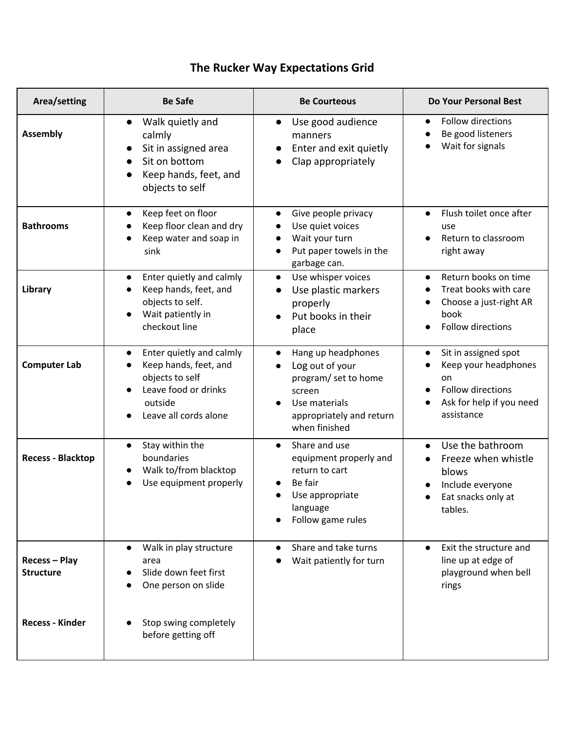# The Rucker Way Expectations Grid

| Area/setting | Be Safe | Be Courteous | Do Your Personal Best |
|---|---|---|---|
| **Assembly** | ● Walk quietly and calmly<br>● Sit in assigned area<br>● Sit on bottom<br>● Keep hands, feet, and objects to self | ● Use good audience manners<br>● Enter and exit quietly<br>● Clap appropriately | ● Follow directions<br>● Be good listeners<br>● Wait for signals |
| **Bathrooms** | ● Keep feet on floor<br>● Keep floor clean and dry<br>● Keep water and soap in sink | ● Give people privacy<br>● Use quiet voices<br>● Wait your turn<br>● Put paper towels in the garbage can. | ● Flush toilet once after use<br>● Return to classroom right away |
| **Library** | ● Enter quietly and calmly<br>● Keep hands, feet, and objects to self.<br>● Wait patiently in checkout line | ● Use whisper voices<br>● Use plastic markers properly<br>● Put books in their place | ● Return books on time<br>● Treat books with care<br>● Choose a just-right AR book<br>● Follow directions |
| **Computer Lab** | ● Enter quietly and calmly<br>● Keep hands, feet, and objects to self<br>● Leave food or drinks outside<br>● Leave all cords alone | ● Hang up headphones<br>● Log out of your program/ set to home screen<br>● Use materials appropriately and return when finished | ● Sit in assigned spot<br>● Keep your headphones on<br>● Follow directions<br>● Ask for help if you need assistance |
| **Recess - Blacktop** | ● Stay within the boundaries<br>● Walk to/from blacktop<br>● Use equipment properly | ● Share and use equipment properly and return to cart<br>● Be fair<br>● Use appropriate language<br>● Follow game rules | ● Use the bathroom<br>● Freeze when whistle blows<br>● Include everyone<br>● Eat snacks only at tables. |
| **Recess – Play Structure**<br><br>**Recess - Kinder** | ● Walk in play structure area<br>● Slide down feet first<br>● One person on slide<br><br>● Stop swing completely before getting off | ● Share and take turns<br>● Wait patiently for turn | ● Exit the structure and line up at edge of playground when bell rings |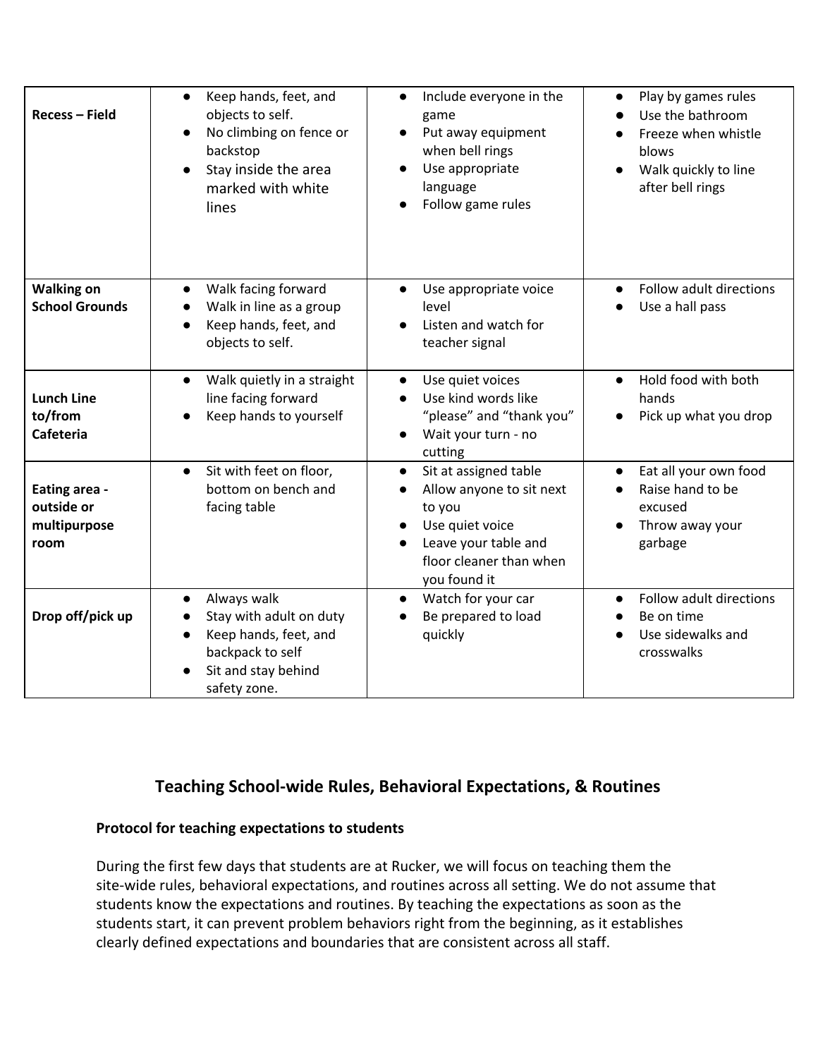| | | | |
|---|---|---|---|
| **Recess – Field** | ● Keep hands, feet, and objects to self.<br>● No climbing on fence or backstop<br>● Stay inside the area marked with white lines | ● Include everyone in the game<br>● Put away equipment when bell rings<br>● Use appropriate language<br>● Follow game rules | ● Play by games rules<br>● Use the bathroom<br>● Freeze when whistle blows<br>● Walk quickly to line after bell rings |
| **Walking on School Grounds** | ● Walk facing forward<br>● Walk in line as a group<br>● Keep hands, feet, and objects to self. | ● Use appropriate voice level<br>● Listen and watch for teacher signal | ● Follow adult directions<br>● Use a hall pass |
| **Lunch Line to/from Cafeteria** | ● Walk quietly in a straight line facing forward<br>● Keep hands to yourself | ● Use quiet voices<br>● Use kind words like "please" and "thank you"<br>● Wait your turn - no cutting | ● Hold food with both hands<br>● Pick up what you drop |
| **Eating area - outside or multipurpose room** | ● Sit with feet on floor, bottom on bench and facing table | ● Sit at assigned table<br>● Allow anyone to sit next to you<br>● Use quiet voice<br>● Leave your table and floor cleaner than when you found it | ● Eat all your own food<br>● Raise hand to be excused<br>● Throw away your garbage |
| **Drop off/pick up** | ● Always walk<br>● Stay with adult on duty<br>● Keep hands, feet, and backpack to self<br>● Sit and stay behind safety zone. | ● Watch for your car<br>● Be prepared to load quickly | ● Follow adult directions<br>● Be on time<br>● Use sidewalks and crosswalks |

## Teaching School-wide Rules, Behavioral Expectations, & Routines

**Protocol for teaching expectations to students**

During the first few days that students are at Rucker, we will focus on teaching them the site-wide rules, behavioral expectations, and routines across all setting. We do not assume that students know the expectations and routines. By teaching the expectations as soon as the students start, it can prevent problem behaviors right from the beginning, as it establishes clearly defined expectations and boundaries that are consistent across all staff.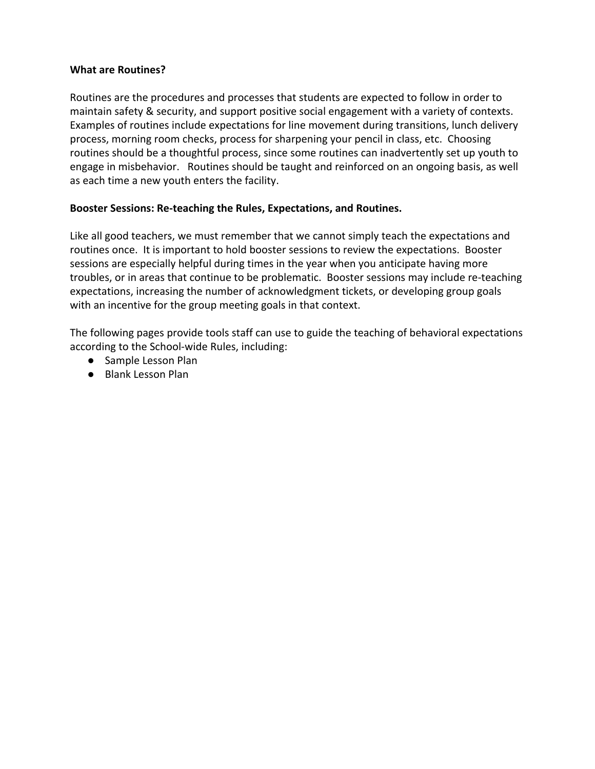**What are Routines?**

Routines are the procedures and processes that students are expected to follow in order to maintain safety & security, and support positive social engagement with a variety of contexts. Examples of routines include expectations for line movement during transitions, lunch delivery process, morning room checks, process for sharpening your pencil in class, etc. Choosing routines should be a thoughtful process, since some routines can inadvertently set up youth to engage in misbehavior. Routines should be taught and reinforced on an ongoing basis, as well as each time a new youth enters the facility.

**Booster Sessions: Re-teaching the Rules, Expectations, and Routines.**

Like all good teachers, we must remember that we cannot simply teach the expectations and routines once. It is important to hold booster sessions to review the expectations. Booster sessions are especially helpful during times in the year when you anticipate having more troubles, or in areas that continue to be problematic. Booster sessions may include re-teaching expectations, increasing the number of acknowledgment tickets, or developing group goals with an incentive for the group meeting goals in that context.

The following pages provide tools staff can use to guide the teaching of behavioral expectations according to the School-wide Rules, including:

- Sample Lesson Plan
- Blank Lesson Plan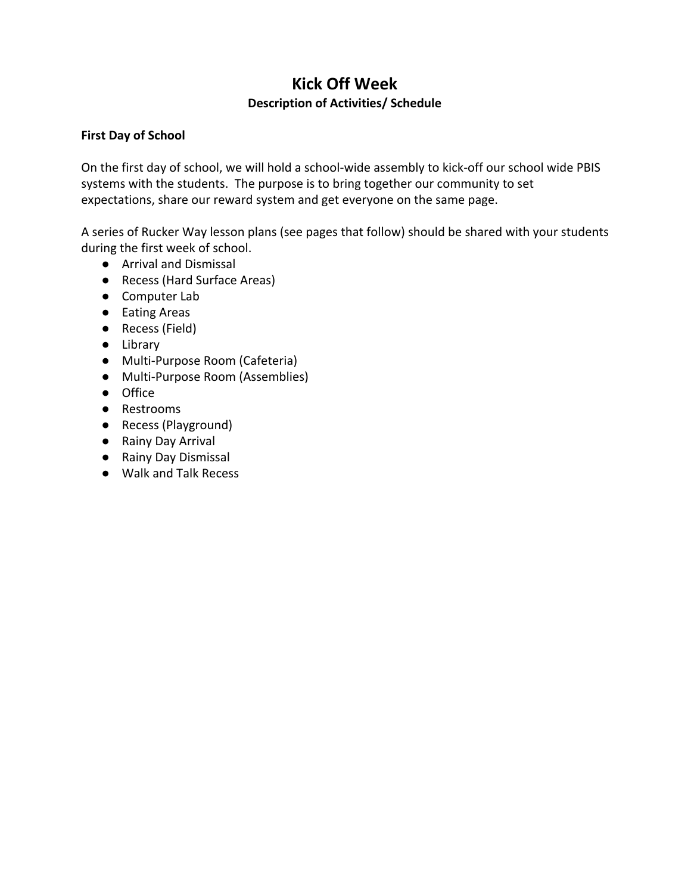# Kick Off Week

**Description of Activities/ Schedule**

**First Day of School**

On the first day of school, we will hold a school-wide assembly to kick-off our school wide PBIS systems with the students. The purpose is to bring together our community to set expectations, share our reward system and get everyone on the same page.

A series of Rucker Way lesson plans (see pages that follow) should be shared with your students during the first week of school.

- Arrival and Dismissal
- Recess (Hard Surface Areas)
- Computer Lab
- Eating Areas
- Recess (Field)
- Library
- Multi-Purpose Room (Cafeteria)
- Multi-Purpose Room (Assemblies)
- Office
- Restrooms
- Recess (Playground)
- Rainy Day Arrival
- Rainy Day Dismissal
- Walk and Talk Recess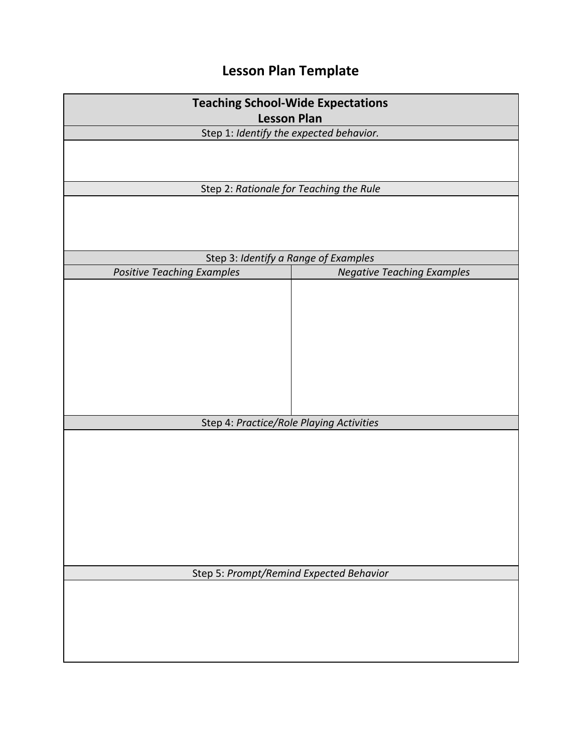# Lesson Plan Template

| **Teaching School-Wide Expectations Lesson Plan** | |
|---|---|
| Step 1: *Identify the expected behavior.* | |
| | |
| Step 2: *Rationale for Teaching the Rule* | |
| | |
| Step 3: *Identify a Range of Examples* | |
| *Positive Teaching Examples* | *Negative Teaching Examples* |
| | |
| Step 4: *Practice/Role Playing Activities* | |
| | |
| Step 5: *Prompt/Remind Expected Behavior* | |
| | |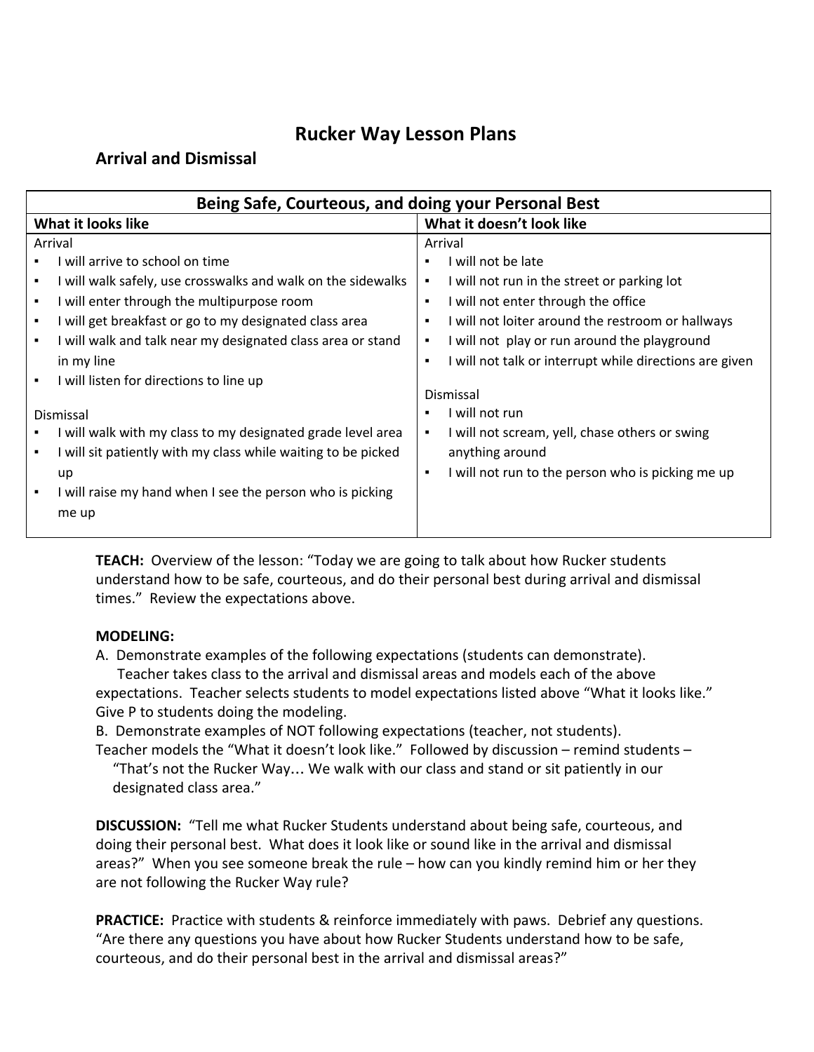# Rucker Way Lesson Plans

## Arrival and Dismissal

| Being Safe, Courteous, and doing your Personal Best | |
|---|---|
| **What it looks like** | **What it doesn't look like** |
| Arrival<br>▪ I will arrive to school on time<br>▪ I will walk safely, use crosswalks and walk on the sidewalks<br>▪ I will enter through the multipurpose room<br>▪ I will get breakfast or go to my designated class area<br>▪ I will walk and talk near my designated class area or stand in my line<br>▪ I will listen for directions to line up<br><br>Dismissal<br>▪ I will walk with my class to my designated grade level area<br>▪ I will sit patiently with my class while waiting to be picked up<br>▪ I will raise my hand when I see the person who is picking me up | Arrival<br>▪ I will not be late<br>▪ I will not run in the street or parking lot<br>▪ I will not enter through the office<br>▪ I will not loiter around the restroom or hallways<br>▪ I will not play or run around the playground<br>▪ I will not talk or interrupt while directions are given<br><br>Dismissal<br>▪ I will not run<br>▪ I will not scream, yell, chase others or swing anything around<br>▪ I will not run to the person who is picking me up |

**TEACH:** Overview of the lesson: "Today we are going to talk about how Rucker students understand how to be safe, courteous, and do their personal best during arrival and dismissal times." Review the expectations above.

**MODELING:**

A. Demonstrate examples of the following expectations (students can demonstrate).
Teacher takes class to the arrival and dismissal areas and models each of the above expectations. Teacher selects students to model expectations listed above "What it looks like." Give P to students doing the modeling.

B. Demonstrate examples of NOT following expectations (teacher, not students).
Teacher models the "What it doesn't look like." Followed by discussion – remind students – "That's not the Rucker Way… We walk with our class and stand or sit patiently in our designated class area."

**DISCUSSION:** "Tell me what Rucker Students understand about being safe, courteous, and doing their personal best. What does it look like or sound like in the arrival and dismissal areas?" When you see someone break the rule – how can you kindly remind him or her they are not following the Rucker Way rule?

**PRACTICE:** Practice with students & reinforce immediately with paws. Debrief any questions. "Are there any questions you have about how Rucker Students understand how to be safe, courteous, and do their personal best in the arrival and dismissal areas?"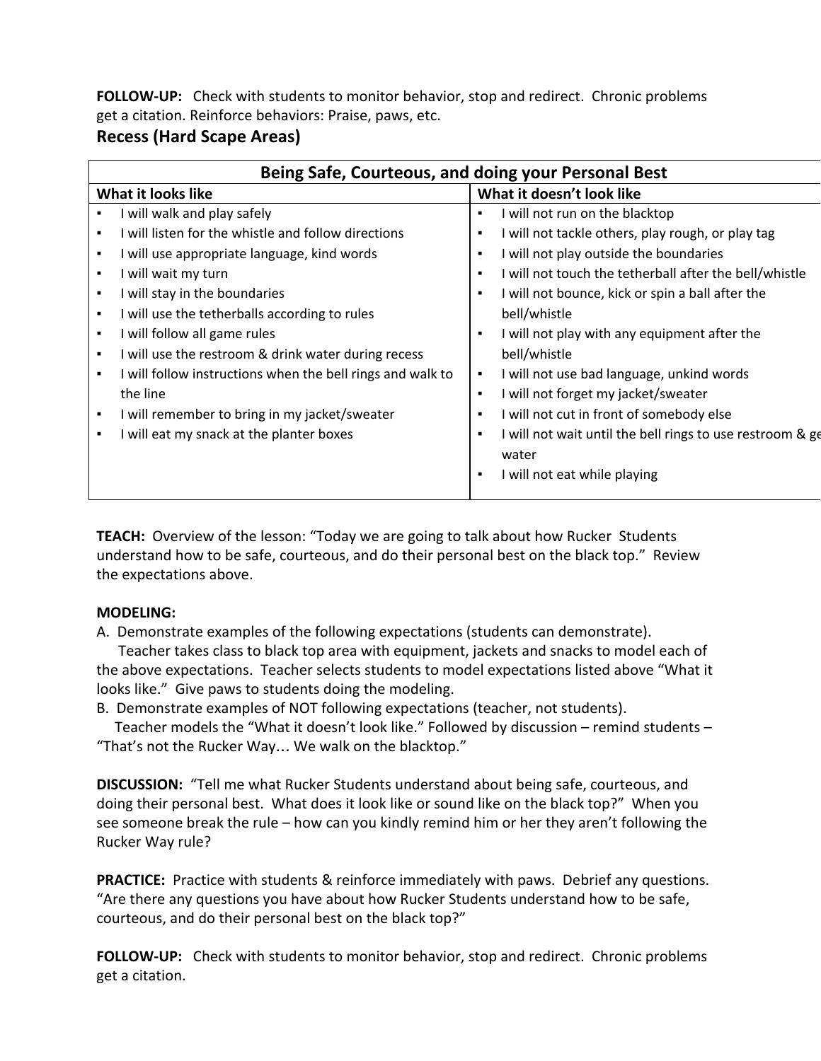**FOLLOW-UP:** Check with students to monitor behavior, stop and redirect. Chronic problems get a citation. Reinforce behaviors: Praise, paws, etc.

## Recess (Hard Scape Areas)

| Being Safe, Courteous, and doing your Personal Best | |
|---|---|
| **What it looks like** | **What it doesn't look like** |
| ▪ I will walk and play safely<br>▪ I will listen for the whistle and follow directions<br>▪ I will use appropriate language, kind words<br>▪ I will wait my turn<br>▪ I will stay in the boundaries<br>▪ I will use the tetherballs according to rules<br>▪ I will follow all game rules<br>▪ I will use the restroom & drink water during recess<br>▪ I will follow instructions when the bell rings and walk to the line<br>▪ I will remember to bring in my jacket/sweater<br>▪ I will eat my snack at the planter boxes | ▪ I will not run on the blacktop<br>▪ I will not tackle others, play rough, or play tag<br>▪ I will not play outside the boundaries<br>▪ I will not touch the tetherball after the bell/whistle<br>▪ I will not bounce, kick or spin a ball after the bell/whistle<br>▪ I will not play with any equipment after the bell/whistle<br>▪ I will not use bad language, unkind words<br>▪ I will not forget my jacket/sweater<br>▪ I will not cut in front of somebody else<br>▪ I will not wait until the bell rings to use restroom & ge water<br>▪ I will not eat while playing |

**TEACH:** Overview of the lesson: "Today we are going to talk about how Rucker Students understand how to be safe, courteous, and do their personal best on the black top." Review the expectations above.

**MODELING:**

A. Demonstrate examples of the following expectations (students can demonstrate).
Teacher takes class to black top area with equipment, jackets and snacks to model each of the above expectations. Teacher selects students to model expectations listed above "What it looks like." Give paws to students doing the modeling.

B. Demonstrate examples of NOT following expectations (teacher, not students).
Teacher models the "What it doesn't look like." Followed by discussion – remind students – "That's not the Rucker Way… We walk on the blacktop."

**DISCUSSION:** "Tell me what Rucker Students understand about being safe, courteous, and doing their personal best. What does it look like or sound like on the black top?" When you see someone break the rule – how can you kindly remind him or her they aren't following the Rucker Way rule?

**PRACTICE:** Practice with students & reinforce immediately with paws. Debrief any questions. "Are there any questions you have about how Rucker Students understand how to be safe, courteous, and do their personal best on the black top?"

**FOLLOW-UP:** Check with students to monitor behavior, stop and redirect. Chronic problems get a citation.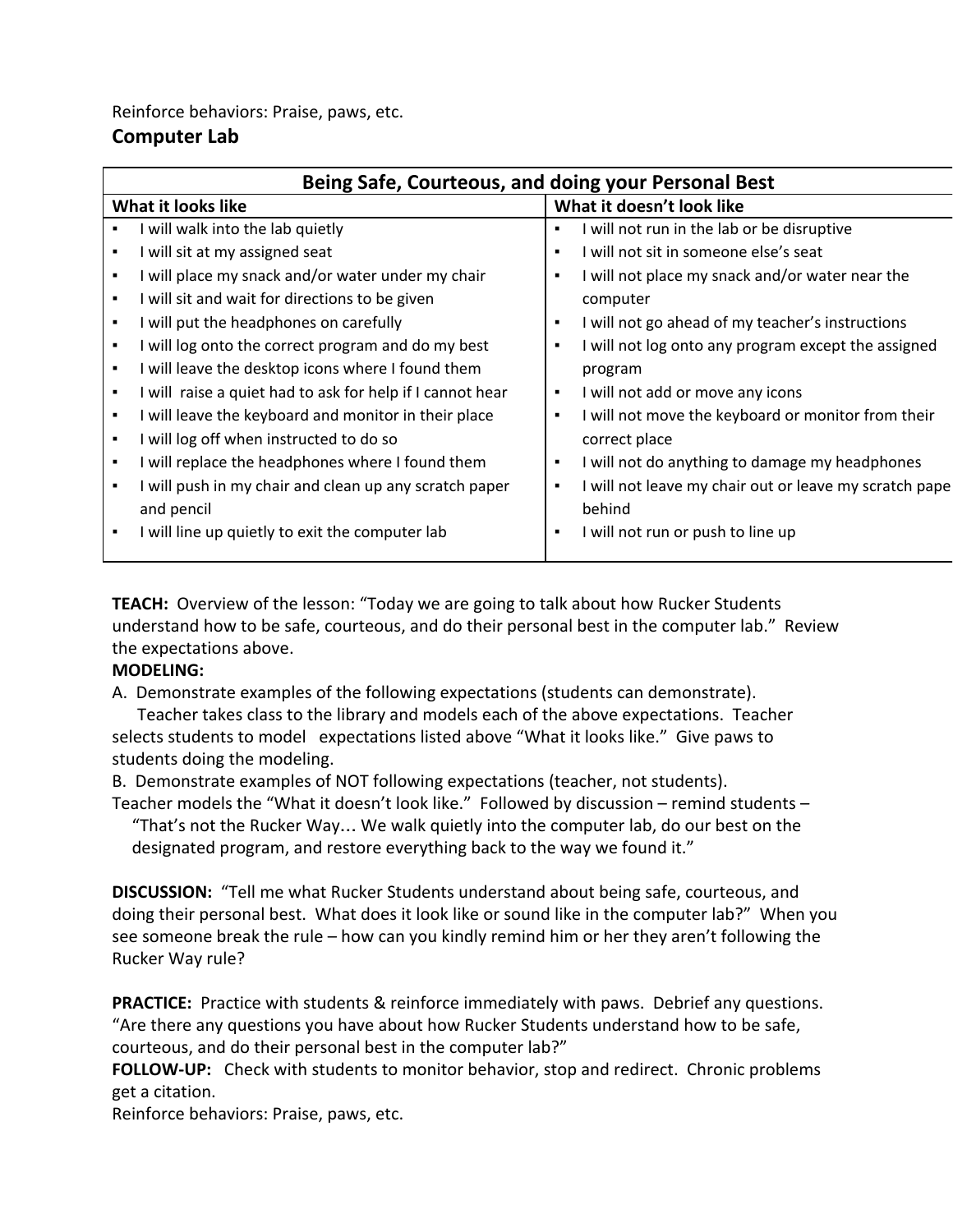Reinforce behaviors: Praise, paws, etc.

## Computer Lab

| Being Safe, Courteous, and doing your Personal Best | |
|---|---|
| **What it looks like** | **What it doesn't look like** |
| ▪ I will walk into the lab quietly | ▪ I will not run in the lab or be disruptive |
| ▪ I will sit at my assigned seat | ▪ I will not sit in someone else's seat |
| ▪ I will place my snack and/or water under my chair | ▪ I will not place my snack and/or water near the computer |
| ▪ I will sit and wait for directions to be given | ▪ I will not go ahead of my teacher's instructions |
| ▪ I will put the headphones on carefully | ▪ I will not log onto any program except the assigned program |
| ▪ I will log onto the correct program and do my best | ▪ I will not add or move any icons |
| ▪ I will leave the desktop icons where I found them | ▪ I will not move the keyboard or monitor from their correct place |
| ▪ I will raise a quiet had to ask for help if I cannot hear | ▪ I will not do anything to damage my headphones |
| ▪ I will leave the keyboard and monitor in their place | ▪ I will not leave my chair out or leave my scratch pape behind |
| ▪ I will log off when instructed to do so | ▪ I will not run or push to line up |
| ▪ I will replace the headphones where I found them | |
| ▪ I will push in my chair and clean up any scratch paper and pencil | |
| ▪ I will line up quietly to exit the computer lab | |

**TEACH:** Overview of the lesson: "Today we are going to talk about how Rucker Students understand how to be safe, courteous, and do their personal best in the computer lab." Review the expectations above.

**MODELING:**

A. Demonstrate examples of the following expectations (students can demonstrate).
Teacher takes class to the library and models each of the above expectations. Teacher selects students to model expectations listed above "What it looks like." Give paws to students doing the modeling.

B. Demonstrate examples of NOT following expectations (teacher, not students).
Teacher models the "What it doesn't look like." Followed by discussion – remind students – "That's not the Rucker Way… We walk quietly into the computer lab, do our best on the designated program, and restore everything back to the way we found it."

**DISCUSSION:** "Tell me what Rucker Students understand about being safe, courteous, and doing their personal best. What does it look like or sound like in the computer lab?" When you see someone break the rule – how can you kindly remind him or her they aren't following the Rucker Way rule?

**PRACTICE:** Practice with students & reinforce immediately with paws. Debrief any questions. "Are there any questions you have about how Rucker Students understand how to be safe, courteous, and do their personal best in the computer lab?"

**FOLLOW-UP:** Check with students to monitor behavior, stop and redirect. Chronic problems get a citation.

Reinforce behaviors: Praise, paws, etc.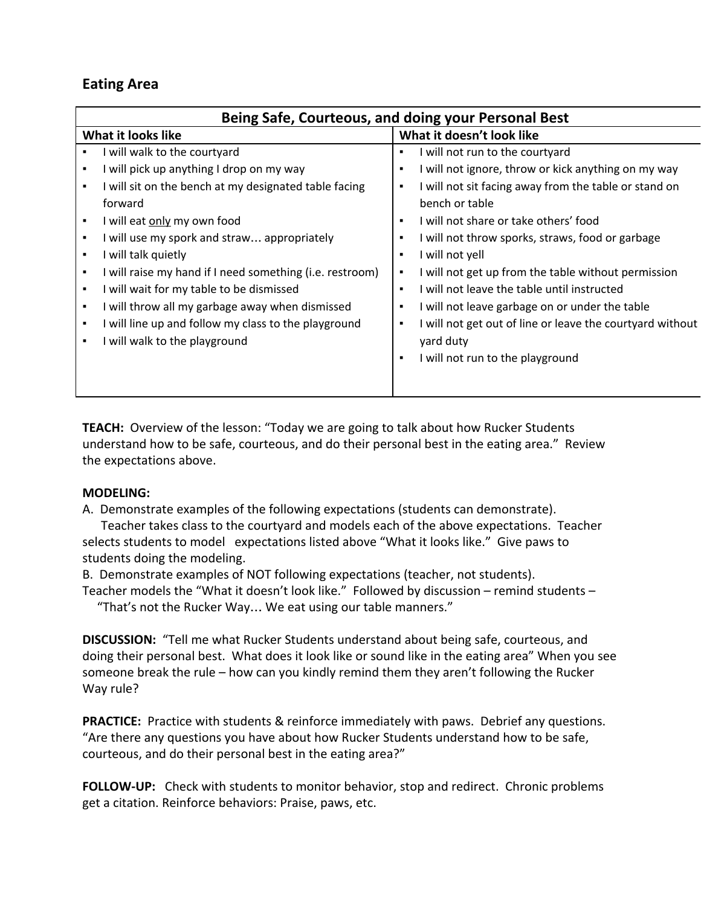## Eating Area

| Being Safe, Courteous, and doing your Personal Best | |
|---|---|
| **What it looks like** | **What it doesn't look like** |
| ▪ I will walk to the courtyard<br>▪ I will pick up anything I drop on my way<br>▪ I will sit on the bench at my designated table facing forward<br>▪ I will eat <u>only</u> my own food<br>▪ I will use my spork and straw… appropriately<br>▪ I will talk quietly<br>▪ I will raise my hand if I need something (i.e. restroom)<br>▪ I will wait for my table to be dismissed<br>▪ I will throw all my garbage away when dismissed<br>▪ I will line up and follow my class to the playground<br>▪ I will walk to the playground | ▪ I will not run to the courtyard<br>▪ I will not ignore, throw or kick anything on my way<br>▪ I will not sit facing away from the table or stand on bench or table<br>▪ I will not share or take others' food<br>▪ I will not throw sporks, straws, food or garbage<br>▪ I will not yell<br>▪ I will not get up from the table without permission<br>▪ I will not leave the table until instructed<br>▪ I will not leave garbage on or under the table<br>▪ I will not get out of line or leave the courtyard without yard duty<br>▪ I will not run to the playground |

**TEACH:** Overview of the lesson: "Today we are going to talk about how Rucker Students understand how to be safe, courteous, and do their personal best in the eating area." Review the expectations above.

**MODELING:**
A. Demonstrate examples of the following expectations (students can demonstrate).
Teacher takes class to the courtyard and models each of the above expectations. Teacher selects students to model expectations listed above "What it looks like." Give paws to students doing the modeling.
B. Demonstrate examples of NOT following expectations (teacher, not students).
Teacher models the "What it doesn't look like." Followed by discussion – remind students – "That's not the Rucker Way… We eat using our table manners."

**DISCUSSION:** "Tell me what Rucker Students understand about being safe, courteous, and doing their personal best. What does it look like or sound like in the eating area" When you see someone break the rule – how can you kindly remind them they aren't following the Rucker Way rule?

**PRACTICE:** Practice with students & reinforce immediately with paws. Debrief any questions. "Are there any questions you have about how Rucker Students understand how to be safe, courteous, and do their personal best in the eating area?"

**FOLLOW-UP:** Check with students to monitor behavior, stop and redirect. Chronic problems get a citation. Reinforce behaviors: Praise, paws, etc.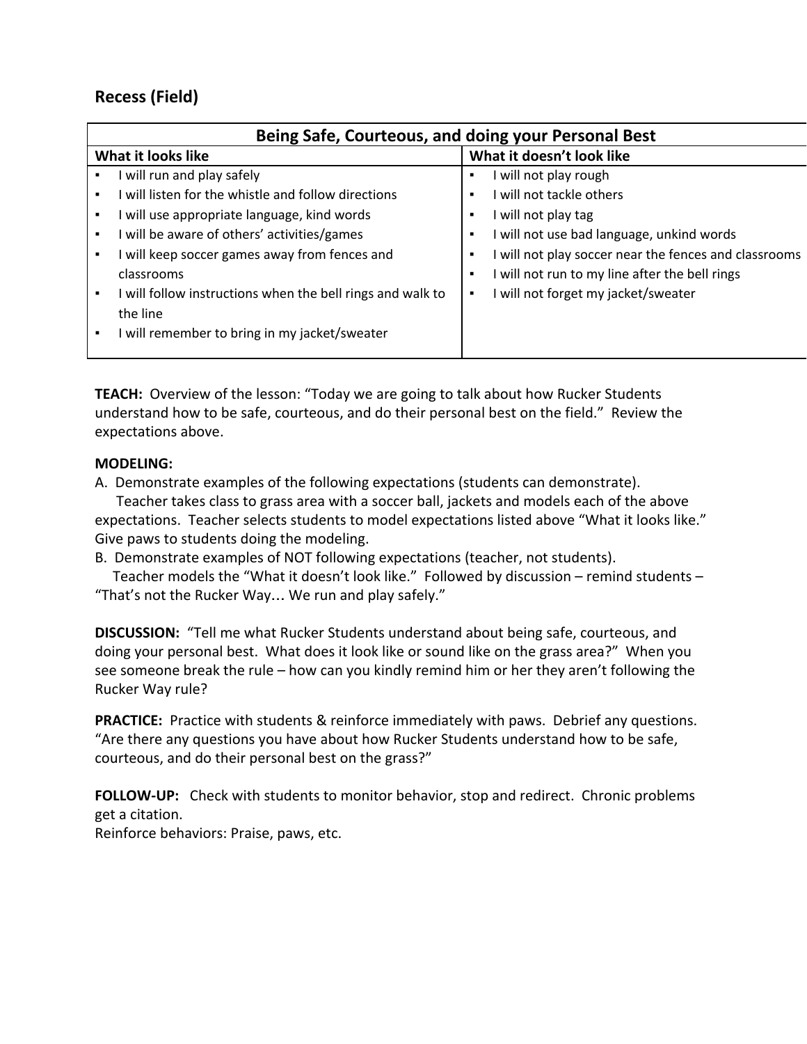## Recess (Field)

| Being Safe, Courteous, and doing your Personal Best | |
|---|---|
| **What it looks like** | **What it doesn't look like** |
| ▪ I will run and play safely<br>▪ I will listen for the whistle and follow directions<br>▪ I will use appropriate language, kind words<br>▪ I will be aware of others' activities/games<br>▪ I will keep soccer games away from fences and classrooms<br>▪ I will follow instructions when the bell rings and walk to the line<br>▪ I will remember to bring in my jacket/sweater | ▪ I will not play rough<br>▪ I will not tackle others<br>▪ I will not play tag<br>▪ I will not use bad language, unkind words<br>▪ I will not play soccer near the fences and classrooms<br>▪ I will not run to my line after the bell rings<br>▪ I will not forget my jacket/sweater |

**TEACH:** Overview of the lesson: "Today we are going to talk about how Rucker Students understand how to be safe, courteous, and do their personal best on the field." Review the expectations above.

**MODELING:**
A. Demonstrate examples of the following expectations (students can demonstrate).
Teacher takes class to grass area with a soccer ball, jackets and models each of the above expectations. Teacher selects students to model expectations listed above "What it looks like." Give paws to students doing the modeling.
B. Demonstrate examples of NOT following expectations (teacher, not students).
Teacher models the "What it doesn't look like." Followed by discussion – remind students – "That's not the Rucker Way… We run and play safely."

**DISCUSSION:** "Tell me what Rucker Students understand about being safe, courteous, and doing your personal best. What does it look like or sound like on the grass area?" When you see someone break the rule – how can you kindly remind him or her they aren't following the Rucker Way rule?

**PRACTICE:** Practice with students & reinforce immediately with paws. Debrief any questions. "Are there any questions you have about how Rucker Students understand how to be safe, courteous, and do their personal best on the grass?"

**FOLLOW-UP:** Check with students to monitor behavior, stop and redirect. Chronic problems get a citation.
Reinforce behaviors: Praise, paws, etc.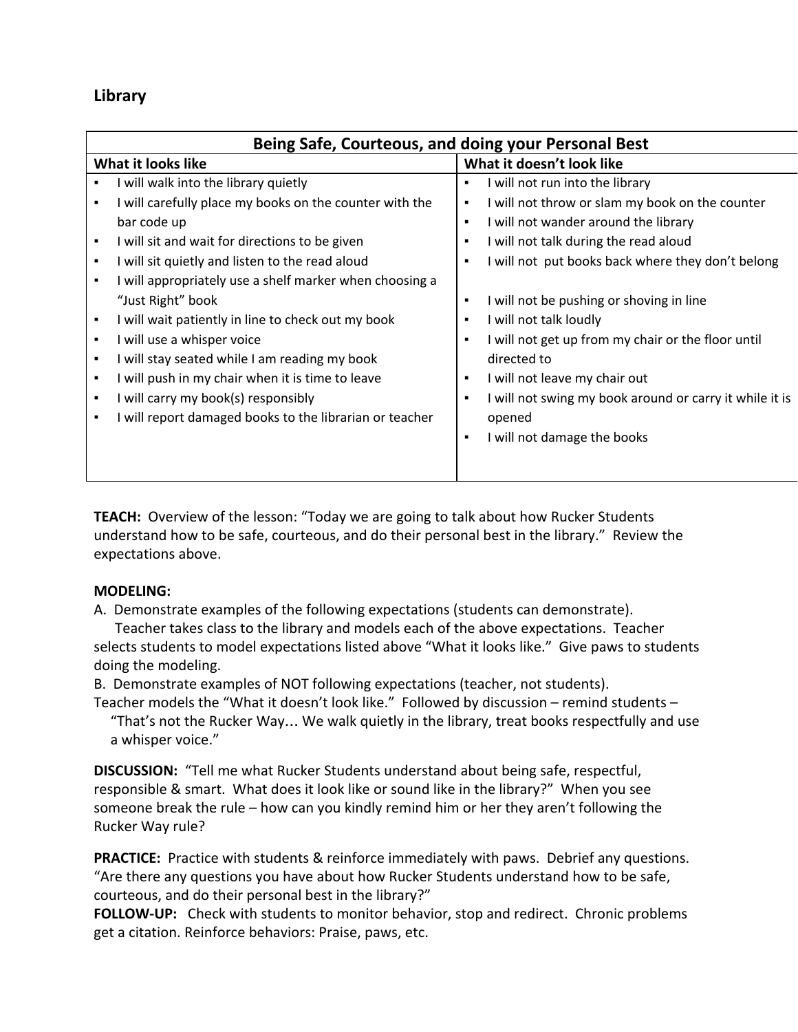## Library

| Being Safe, Courteous, and doing your Personal Best | |
|---|---|
| **What it looks like** | **What it doesn't look like** |
| ▪ I will walk into the library quietly<br>▪ I will carefully place my books on the counter with the bar code up<br>▪ I will sit and wait for directions to be given<br>▪ I will sit quietly and listen to the read aloud<br>▪ I will appropriately use a shelf marker when choosing a "Just Right" book<br>▪ I will wait patiently in line to check out my book<br>▪ I will use a whisper voice<br>▪ I will stay seated while I am reading my book<br>▪ I will push in my chair when it is time to leave<br>▪ I will carry my book(s) responsibly<br>▪ I will report damaged books to the librarian or teacher | ▪ I will not run into the library<br>▪ I will not throw or slam my book on the counter<br>▪ I will not wander around the library<br>▪ I will not talk during the read aloud<br>▪ I will not put books back where they don't belong<br>▪ I will not be pushing or shoving in line<br>▪ I will not talk loudly<br>▪ I will not get up from my chair or the floor until directed to<br>▪ I will not leave my chair out<br>▪ I will not swing my book around or carry it while it is opened<br>▪ I will not damage the books |

**TEACH:** Overview of the lesson: "Today we are going to talk about how Rucker Students understand how to be safe, courteous, and do their personal best in the library." Review the expectations above.

**MODELING:**
A. Demonstrate examples of the following expectations (students can demonstrate).
Teacher takes class to the library and models each of the above expectations. Teacher selects students to model expectations listed above "What it looks like." Give paws to students doing the modeling.
B. Demonstrate examples of NOT following expectations (teacher, not students).
Teacher models the "What it doesn't look like." Followed by discussion – remind students – "That's not the Rucker Way… We walk quietly in the library, treat books respectfully and use a whisper voice."

**DISCUSSION:** "Tell me what Rucker Students understand about being safe, respectful, responsible & smart. What does it look like or sound like in the library?" When you see someone break the rule – how can you kindly remind him or her they aren't following the Rucker Way rule?

**PRACTICE:** Practice with students & reinforce immediately with paws. Debrief any questions. "Are there any questions you have about how Rucker Students understand how to be safe, courteous, and do their personal best in the library?"

**FOLLOW-UP:** Check with students to monitor behavior, stop and redirect. Chronic problems get a citation. Reinforce behaviors: Praise, paws, etc.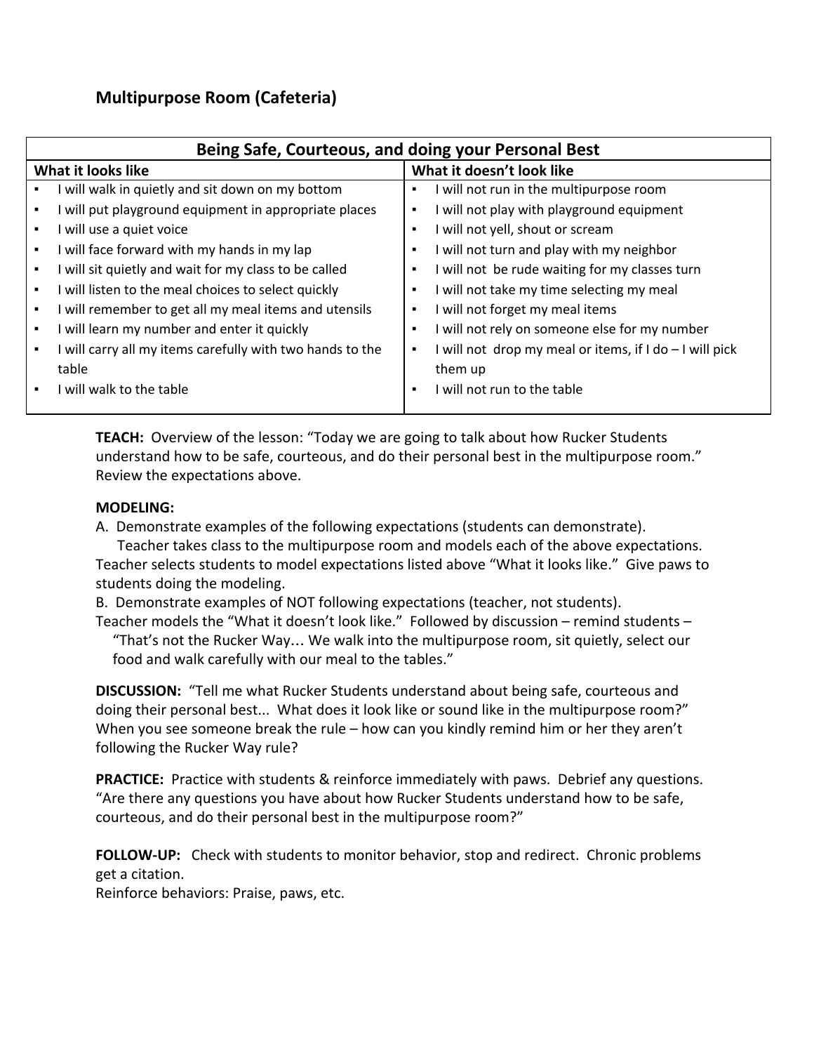## Multipurpose Room (Cafeteria)

| Being Safe, Courteous, and doing your Personal Best | |
|---|---|
| **What it looks like** | **What it doesn't look like** |
| ▪ I will walk in quietly and sit down on my bottom<br>▪ I will put playground equipment in appropriate places<br>▪ I will use a quiet voice<br>▪ I will face forward with my hands in my lap<br>▪ I will sit quietly and wait for my class to be called<br>▪ I will listen to the meal choices to select quickly<br>▪ I will remember to get all my meal items and utensils<br>▪ I will learn my number and enter it quickly<br>▪ I will carry all my items carefully with two hands to the table<br>▪ I will walk to the table | ▪ I will not run in the multipurpose room<br>▪ I will not play with playground equipment<br>▪ I will not yell, shout or scream<br>▪ I will not turn and play with my neighbor<br>▪ I will not be rude waiting for my classes turn<br>▪ I will not take my time selecting my meal<br>▪ I will not forget my meal items<br>▪ I will not rely on someone else for my number<br>▪ I will not drop my meal or items, if I do – I will pick them up<br>▪ I will not run to the table |

**TEACH:** Overview of the lesson: "Today we are going to talk about how Rucker Students understand how to be safe, courteous, and do their personal best in the multipurpose room." Review the expectations above.

**MODELING:**

A. Demonstrate examples of the following expectations (students can demonstrate). Teacher takes class to the multipurpose room and models each of the above expectations. Teacher selects students to model expectations listed above "What it looks like." Give paws to students doing the modeling.

B. Demonstrate examples of NOT following expectations (teacher, not students). Teacher models the "What it doesn't look like." Followed by discussion – remind students – "That's not the Rucker Way… We walk into the multipurpose room, sit quietly, select our food and walk carefully with our meal to the tables."

**DISCUSSION:** "Tell me what Rucker Students understand about being safe, courteous and doing their personal best... What does it look like or sound like in the multipurpose room?" When you see someone break the rule – how can you kindly remind him or her they aren't following the Rucker Way rule?

**PRACTICE:** Practice with students & reinforce immediately with paws. Debrief any questions. "Are there any questions you have about how Rucker Students understand how to be safe, courteous, and do their personal best in the multipurpose room?"

**FOLLOW-UP:** Check with students to monitor behavior, stop and redirect. Chronic problems get a citation.
Reinforce behaviors: Praise, paws, etc.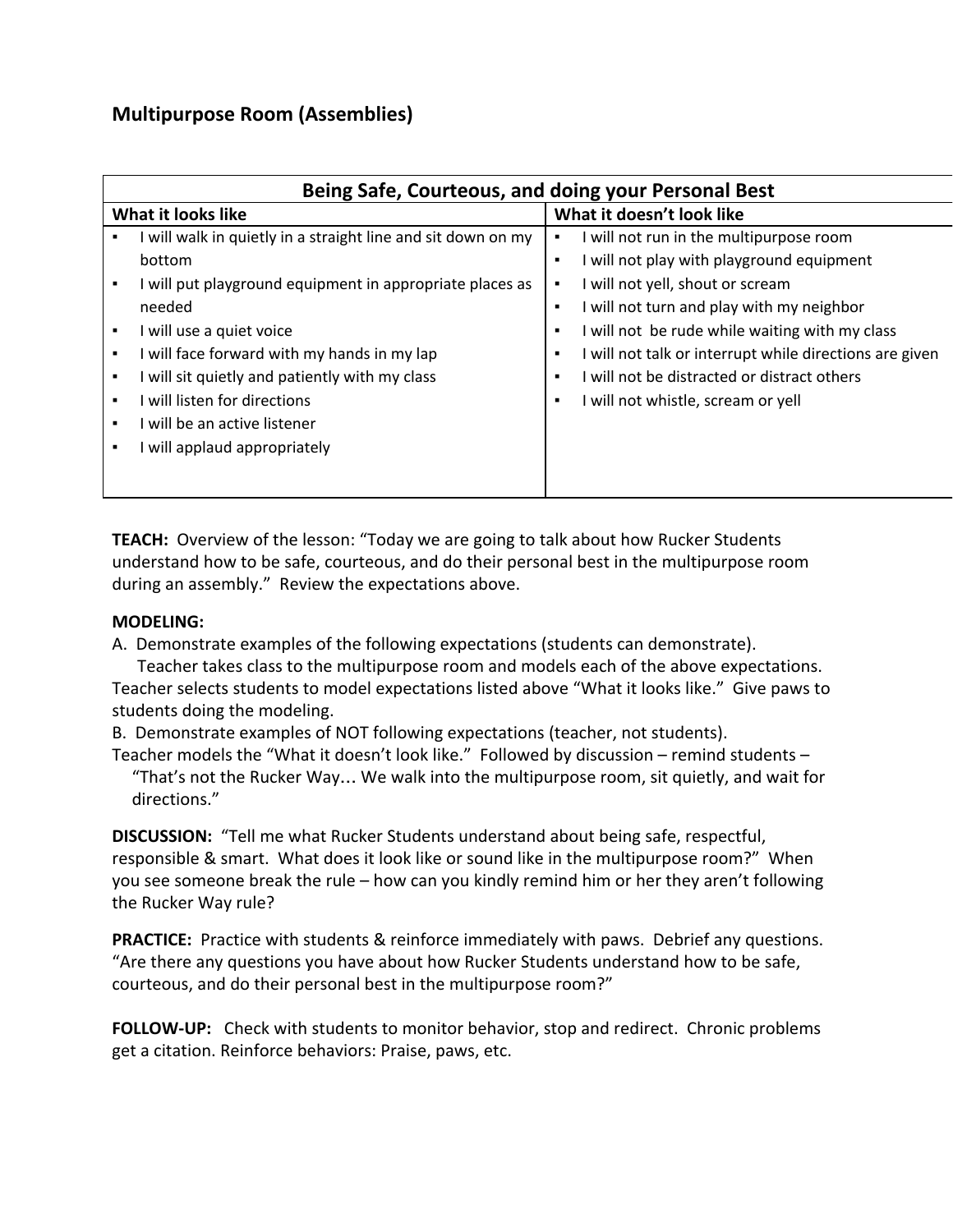## Multipurpose Room (Assemblies)

| Being Safe, Courteous, and doing your Personal Best | |
|---|---|
| **What it looks like** | **What it doesn't look like** |
| ▪ I will walk in quietly in a straight line and sit down on my bottom<br>▪ I will put playground equipment in appropriate places as needed<br>▪ I will use a quiet voice<br>▪ I will face forward with my hands in my lap<br>▪ I will sit quietly and patiently with my class<br>▪ I will listen for directions<br>▪ I will be an active listener<br>▪ I will applaud appropriately | ▪ I will not run in the multipurpose room<br>▪ I will not play with playground equipment<br>▪ I will not yell, shout or scream<br>▪ I will not turn and play with my neighbor<br>▪ I will not be rude while waiting with my class<br>▪ I will not talk or interrupt while directions are given<br>▪ I will not be distracted or distract others<br>▪ I will not whistle, scream or yell |

**TEACH:** Overview of the lesson: "Today we are going to talk about how Rucker Students understand how to be safe, courteous, and do their personal best in the multipurpose room during an assembly." Review the expectations above.

**MODELING:**

A. Demonstrate examples of the following expectations (students can demonstrate).
Teacher takes class to the multipurpose room and models each of the above expectations. Teacher selects students to model expectations listed above "What it looks like." Give paws to students doing the modeling.

B. Demonstrate examples of NOT following expectations (teacher, not students).
Teacher models the "What it doesn't look like." Followed by discussion – remind students – "That's not the Rucker Way… We walk into the multipurpose room, sit quietly, and wait for directions."

**DISCUSSION:** "Tell me what Rucker Students understand about being safe, respectful, responsible & smart. What does it look like or sound like in the multipurpose room?" When you see someone break the rule – how can you kindly remind him or her they aren't following the Rucker Way rule?

**PRACTICE:** Practice with students & reinforce immediately with paws. Debrief any questions. "Are there any questions you have about how Rucker Students understand how to be safe, courteous, and do their personal best in the multipurpose room?"

**FOLLOW-UP:** Check with students to monitor behavior, stop and redirect. Chronic problems get a citation. Reinforce behaviors: Praise, paws, etc.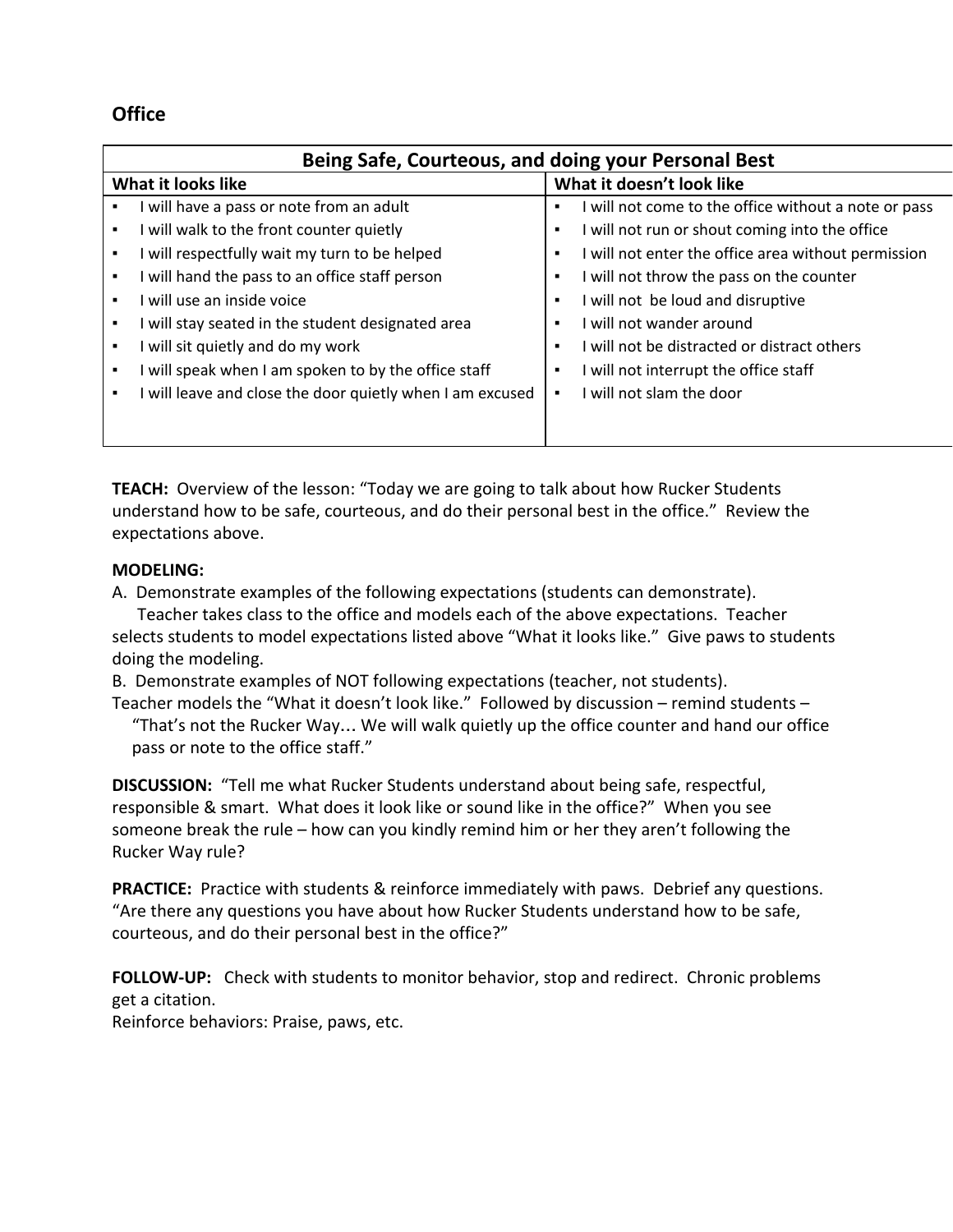## Office

| Being Safe, Courteous, and doing your Personal Best | |
|---|---|
| **What it looks like** | **What it doesn't look like** |
| ▪ I will have a pass or note from an adult | ▪ I will not come to the office without a note or pass |
| ▪ I will walk to the front counter quietly | ▪ I will not run or shout coming into the office |
| ▪ I will respectfully wait my turn to be helped | ▪ I will not enter the office area without permission |
| ▪ I will hand the pass to an office staff person | ▪ I will not throw the pass on the counter |
| ▪ I will use an inside voice | ▪ I will not be loud and disruptive |
| ▪ I will stay seated in the student designated area | ▪ I will not wander around |
| ▪ I will sit quietly and do my work | ▪ I will not be distracted or distract others |
| ▪ I will speak when I am spoken to by the office staff | ▪ I will not interrupt the office staff |
| ▪ I will leave and close the door quietly when I am excused | ▪ I will not slam the door |

**TEACH:** Overview of the lesson: "Today we are going to talk about how Rucker Students understand how to be safe, courteous, and do their personal best in the office." Review the expectations above.

**MODELING:**

A. Demonstrate examples of the following expectations (students can demonstrate).
Teacher takes class to the office and models each of the above expectations. Teacher selects students to model expectations listed above "What it looks like." Give paws to students doing the modeling.

B. Demonstrate examples of NOT following expectations (teacher, not students).
Teacher models the "What it doesn't look like." Followed by discussion – remind students – "That's not the Rucker Way… We will walk quietly up the office counter and hand our office pass or note to the office staff."

**DISCUSSION:** "Tell me what Rucker Students understand about being safe, respectful, responsible & smart. What does it look like or sound like in the office?" When you see someone break the rule – how can you kindly remind him or her they aren't following the Rucker Way rule?

**PRACTICE:** Practice with students & reinforce immediately with paws. Debrief any questions. "Are there any questions you have about how Rucker Students understand how to be safe, courteous, and do their personal best in the office?"

**FOLLOW-UP:** Check with students to monitor behavior, stop and redirect. Chronic problems get a citation.
Reinforce behaviors: Praise, paws, etc.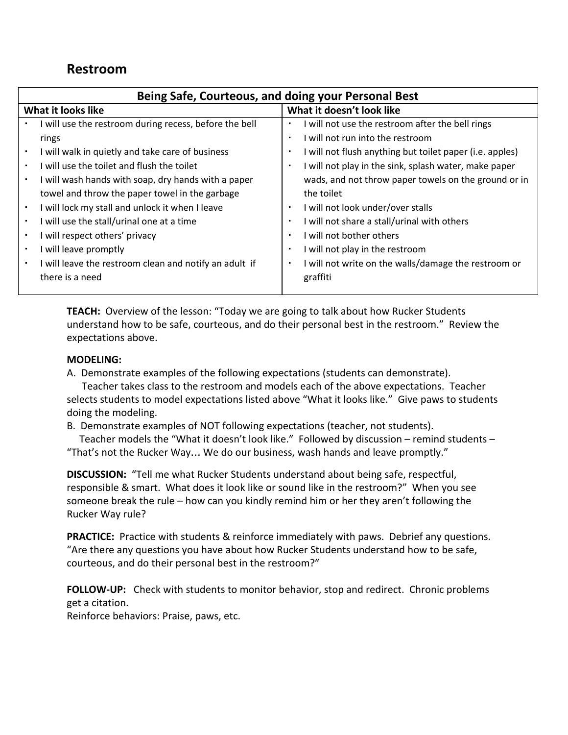## Restroom

| Being Safe, Courteous, and doing your Personal Best | |
|---|---|
| **What it looks like** | **What it doesn't look like** |
| ▪ I will use the restroom during recess, before the bell rings<br>▪ I will walk in quietly and take care of business<br>▪ I will use the toilet and flush the toilet<br>▪ I will wash hands with soap, dry hands with a paper towel and throw the paper towel in the garbage<br>▪ I will lock my stall and unlock it when I leave<br>▪ I will use the stall/urinal one at a time<br>▪ I will respect others' privacy<br>▪ I will leave promptly<br>▪ I will leave the restroom clean and notify an adult if there is a need | ▪ I will not use the restroom after the bell rings<br>▪ I will not run into the restroom<br>▪ I will not flush anything but toilet paper (i.e. apples)<br>▪ I will not play in the sink, splash water, make paper wads, and not throw paper towels on the ground or in the toilet<br>▪ I will not look under/over stalls<br>▪ I will not share a stall/urinal with others<br>▪ I will not bother others<br>▪ I will not play in the restroom<br>▪ I will not write on the walls/damage the restroom or graffiti |

**TEACH:** Overview of the lesson: "Today we are going to talk about how Rucker Students understand how to be safe, courteous, and do their personal best in the restroom." Review the expectations above.

**MODELING:**
A. Demonstrate examples of the following expectations (students can demonstrate).
Teacher takes class to the restroom and models each of the above expectations. Teacher selects students to model expectations listed above "What it looks like." Give paws to students doing the modeling.
B. Demonstrate examples of NOT following expectations (teacher, not students).
Teacher models the "What it doesn't look like." Followed by discussion – remind students – "That's not the Rucker Way… We do our business, wash hands and leave promptly."

**DISCUSSION:** "Tell me what Rucker Students understand about being safe, respectful, responsible & smart. What does it look like or sound like in the restroom?" When you see someone break the rule – how can you kindly remind him or her they aren't following the Rucker Way rule?

**PRACTICE:** Practice with students & reinforce immediately with paws. Debrief any questions. "Are there any questions you have about how Rucker Students understand how to be safe, courteous, and do their personal best in the restroom?"

**FOLLOW-UP:** Check with students to monitor behavior, stop and redirect. Chronic problems get a citation.
Reinforce behaviors: Praise, paws, etc.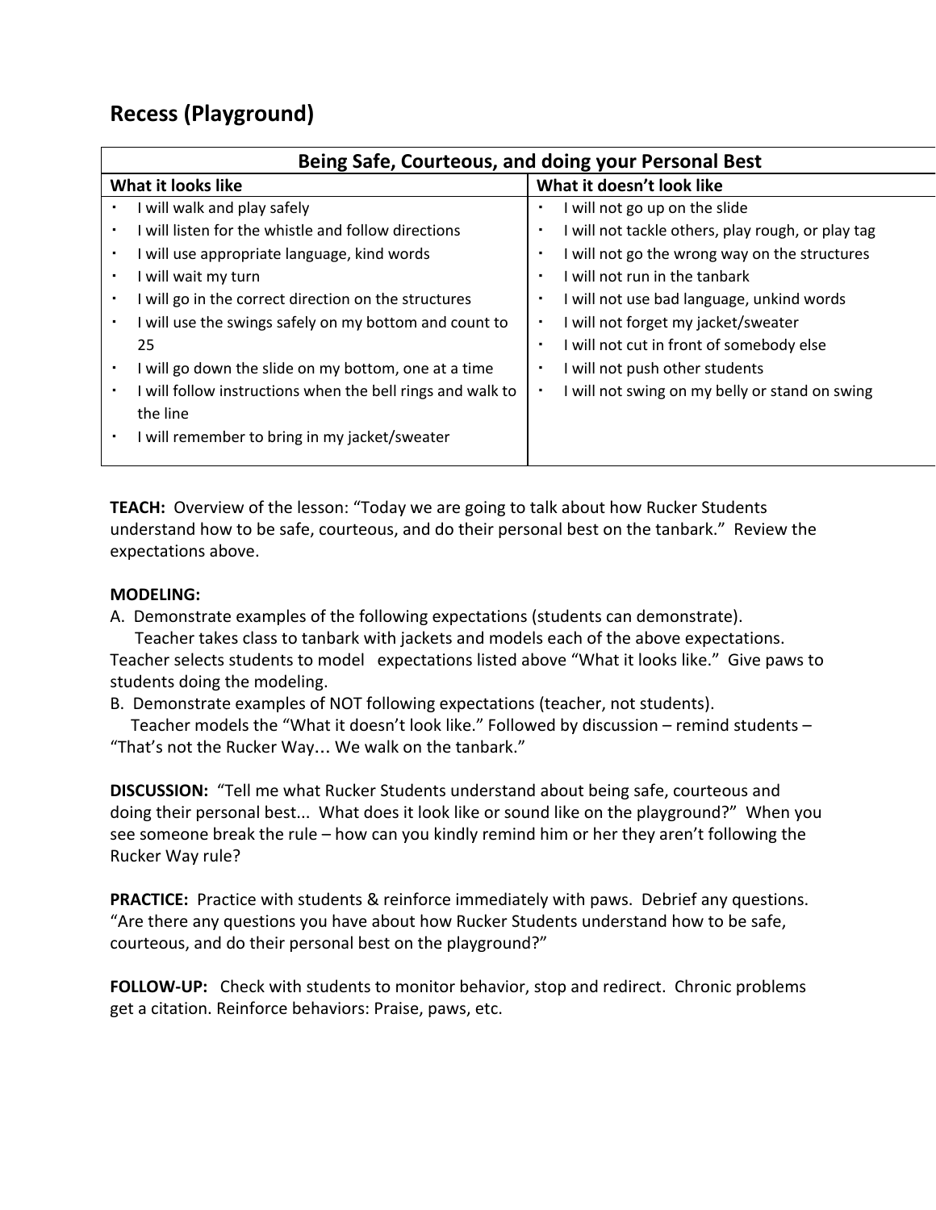## Recess (Playground)

| Being Safe, Courteous, and doing your Personal Best | |
|---|---|
| **What it looks like** | **What it doesn't look like** |
| ▪ I will walk and play safely<br>▪ I will listen for the whistle and follow directions<br>▪ I will use appropriate language, kind words<br>▪ I will wait my turn<br>▪ I will go in the correct direction on the structures<br>▪ I will use the swings safely on my bottom and count to 25<br>▪ I will go down the slide on my bottom, one at a time<br>▪ I will follow instructions when the bell rings and walk to the line<br>▪ I will remember to bring in my jacket/sweater | ▪ I will not go up on the slide<br>▪ I will not tackle others, play rough, or play tag<br>▪ I will not go the wrong way on the structures<br>▪ I will not run in the tanbark<br>▪ I will not use bad language, unkind words<br>▪ I will not forget my jacket/sweater<br>▪ I will not cut in front of somebody else<br>▪ I will not push other students<br>▪ I will not swing on my belly or stand on swing |

**TEACH:** Overview of the lesson: "Today we are going to talk about how Rucker Students understand how to be safe, courteous, and do their personal best on the tanbark." Review the expectations above.

**MODELING:**
A. Demonstrate examples of the following expectations (students can demonstrate).
Teacher takes class to tanbark with jackets and models each of the above expectations. Teacher selects students to model expectations listed above "What it looks like." Give paws to students doing the modeling.
B. Demonstrate examples of NOT following expectations (teacher, not students).
Teacher models the "What it doesn't look like." Followed by discussion – remind students – "That's not the Rucker Way… We walk on the tanbark."

**DISCUSSION:** "Tell me what Rucker Students understand about being safe, courteous and doing their personal best... What does it look like or sound like on the playground?" When you see someone break the rule – how can you kindly remind him or her they aren't following the Rucker Way rule?

**PRACTICE:** Practice with students & reinforce immediately with paws. Debrief any questions. "Are there any questions you have about how Rucker Students understand how to be safe, courteous, and do their personal best on the playground?"

**FOLLOW-UP:** Check with students to monitor behavior, stop and redirect. Chronic problems get a citation. Reinforce behaviors: Praise, paws, etc.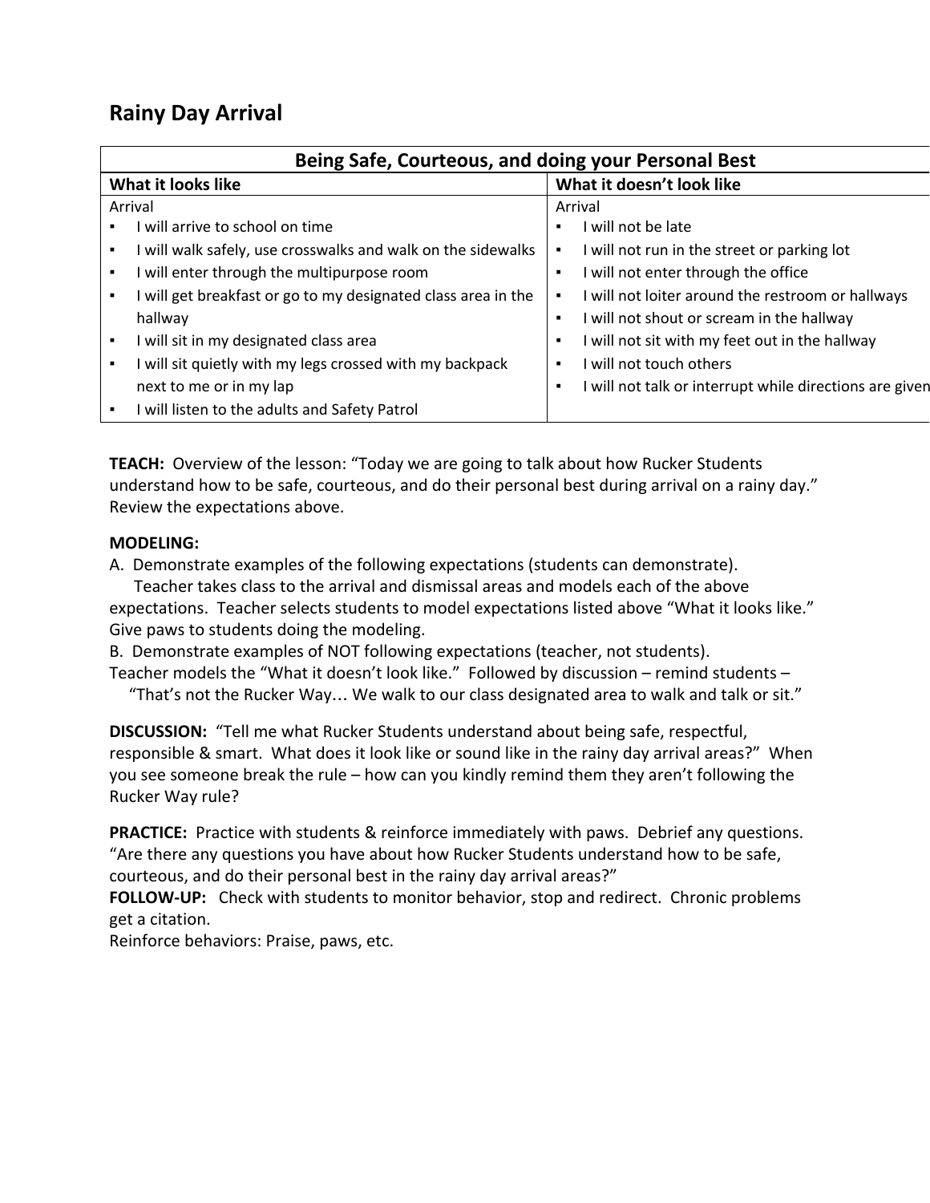## Rainy Day Arrival

| Being Safe, Courteous, and doing your Personal Best | |
|---|---|
| **What it looks like** | **What it doesn't look like** |
| Arrival<br>▪ I will arrive to school on time<br>▪ I will walk safely, use crosswalks and walk on the sidewalks<br>▪ I will enter through the multipurpose room<br>▪ I will get breakfast or go to my designated class area in the hallway<br>▪ I will sit in my designated class area<br>▪ I will sit quietly with my legs crossed with my backpack next to me or in my lap<br>▪ I will listen to the adults and Safety Patrol | Arrival<br>▪ I will not be late<br>▪ I will not run in the street or parking lot<br>▪ I will not enter through the office<br>▪ I will not loiter around the restroom or hallways<br>▪ I will not shout or scream in the hallway<br>▪ I will not sit with my feet out in the hallway<br>▪ I will not touch others<br>▪ I will not talk or interrupt while directions are given |

**TEACH:** Overview of the lesson: "Today we are going to talk about how Rucker Students understand how to be safe, courteous, and do their personal best during arrival on a rainy day." Review the expectations above.

**MODELING:**
A. Demonstrate examples of the following expectations (students can demonstrate).
Teacher takes class to the arrival and dismissal areas and models each of the above expectations. Teacher selects students to model expectations listed above "What it looks like." Give paws to students doing the modeling.
B. Demonstrate examples of NOT following expectations (teacher, not students).
Teacher models the "What it doesn't look like." Followed by discussion – remind students – "That's not the Rucker Way… We walk to our class designated area to walk and talk or sit."

**DISCUSSION:** "Tell me what Rucker Students understand about being safe, respectful, responsible & smart. What does it look like or sound like in the rainy day arrival areas?" When you see someone break the rule – how can you kindly remind them they aren't following the Rucker Way rule?

**PRACTICE:** Practice with students & reinforce immediately with paws. Debrief any questions. "Are there any questions you have about how Rucker Students understand how to be safe, courteous, and do their personal best in the rainy day arrival areas?"
**FOLLOW-UP:** Check with students to monitor behavior, stop and redirect. Chronic problems get a citation.
Reinforce behaviors: Praise, paws, etc.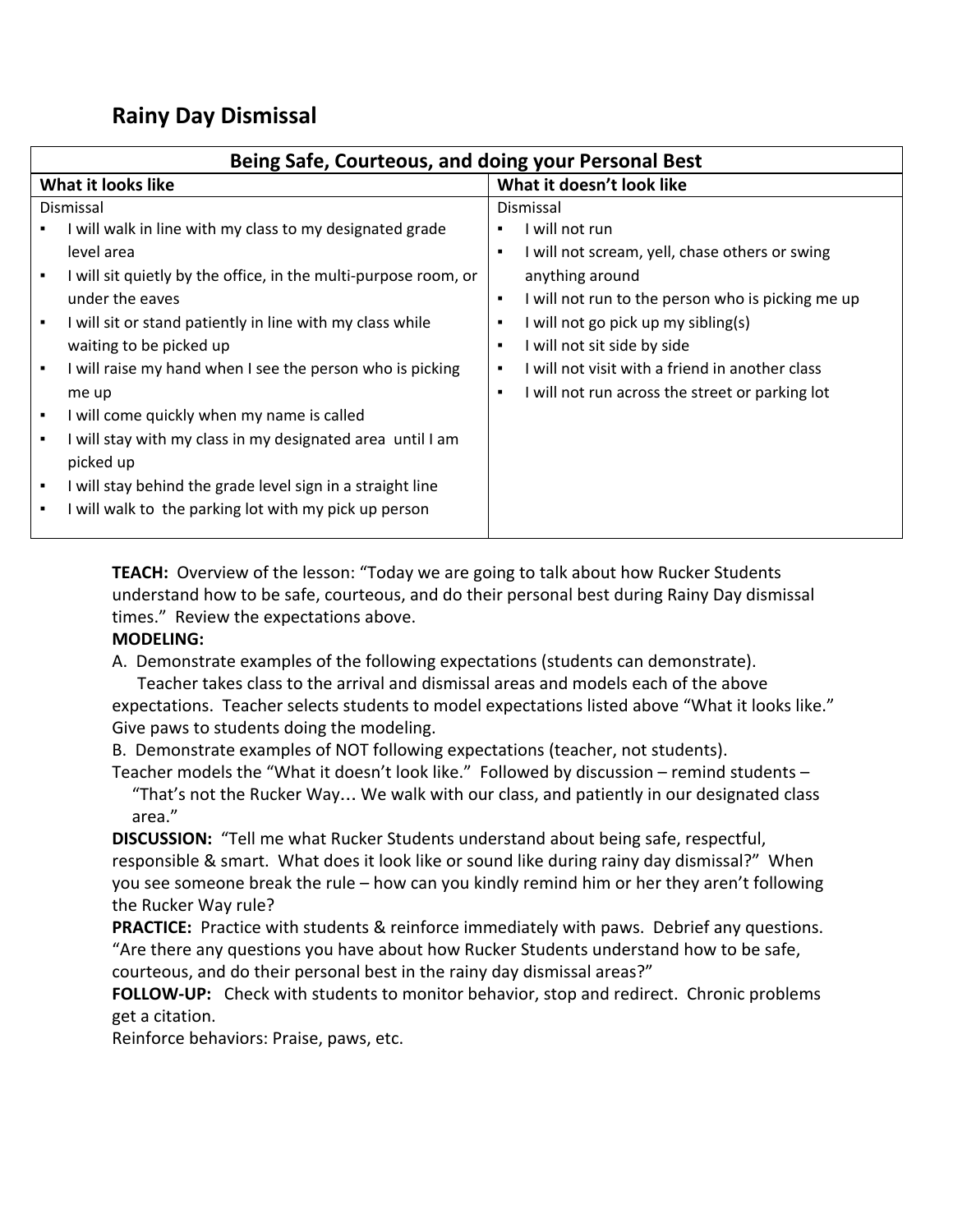## Rainy Day Dismissal

| Being Safe, Courteous, and doing your Personal Best | |
|---|---|
| **What it looks like** | **What it doesn't look like** |
| Dismissal<br>▪ I will walk in line with my class to my designated grade level area<br>▪ I will sit quietly by the office, in the multi-purpose room, or under the eaves<br>▪ I will sit or stand patiently in line with my class while waiting to be picked up<br>▪ I will raise my hand when I see the person who is picking me up<br>▪ I will come quickly when my name is called<br>▪ I will stay with my class in my designated area until I am picked up<br>▪ I will stay behind the grade level sign in a straight line<br>▪ I will walk to the parking lot with my pick up person | Dismissal<br>▪ I will not run<br>▪ I will not scream, yell, chase others or swing anything around<br>▪ I will not run to the person who is picking me up<br>▪ I will not go pick up my sibling(s)<br>▪ I will not sit side by side<br>▪ I will not visit with a friend in another class<br>▪ I will not run across the street or parking lot |

**TEACH:** Overview of the lesson: "Today we are going to talk about how Rucker Students understand how to be safe, courteous, and do their personal best during Rainy Day dismissal times." Review the expectations above.

**MODELING:**

A. Demonstrate examples of the following expectations (students can demonstrate).
Teacher takes class to the arrival and dismissal areas and models each of the above expectations. Teacher selects students to model expectations listed above "What it looks like." Give paws to students doing the modeling.

B. Demonstrate examples of NOT following expectations (teacher, not students).
Teacher models the "What it doesn't look like." Followed by discussion – remind students – "That's not the Rucker Way… We walk with our class, and patiently in our designated class area."

**DISCUSSION:** "Tell me what Rucker Students understand about being safe, respectful, responsible & smart. What does it look like or sound like during rainy day dismissal?" When you see someone break the rule – how can you kindly remind him or her they aren't following the Rucker Way rule?

**PRACTICE:** Practice with students & reinforce immediately with paws. Debrief any questions. "Are there any questions you have about how Rucker Students understand how to be safe, courteous, and do their personal best in the rainy day dismissal areas?"

**FOLLOW-UP:** Check with students to monitor behavior, stop and redirect. Chronic problems get a citation.

Reinforce behaviors: Praise, paws, etc.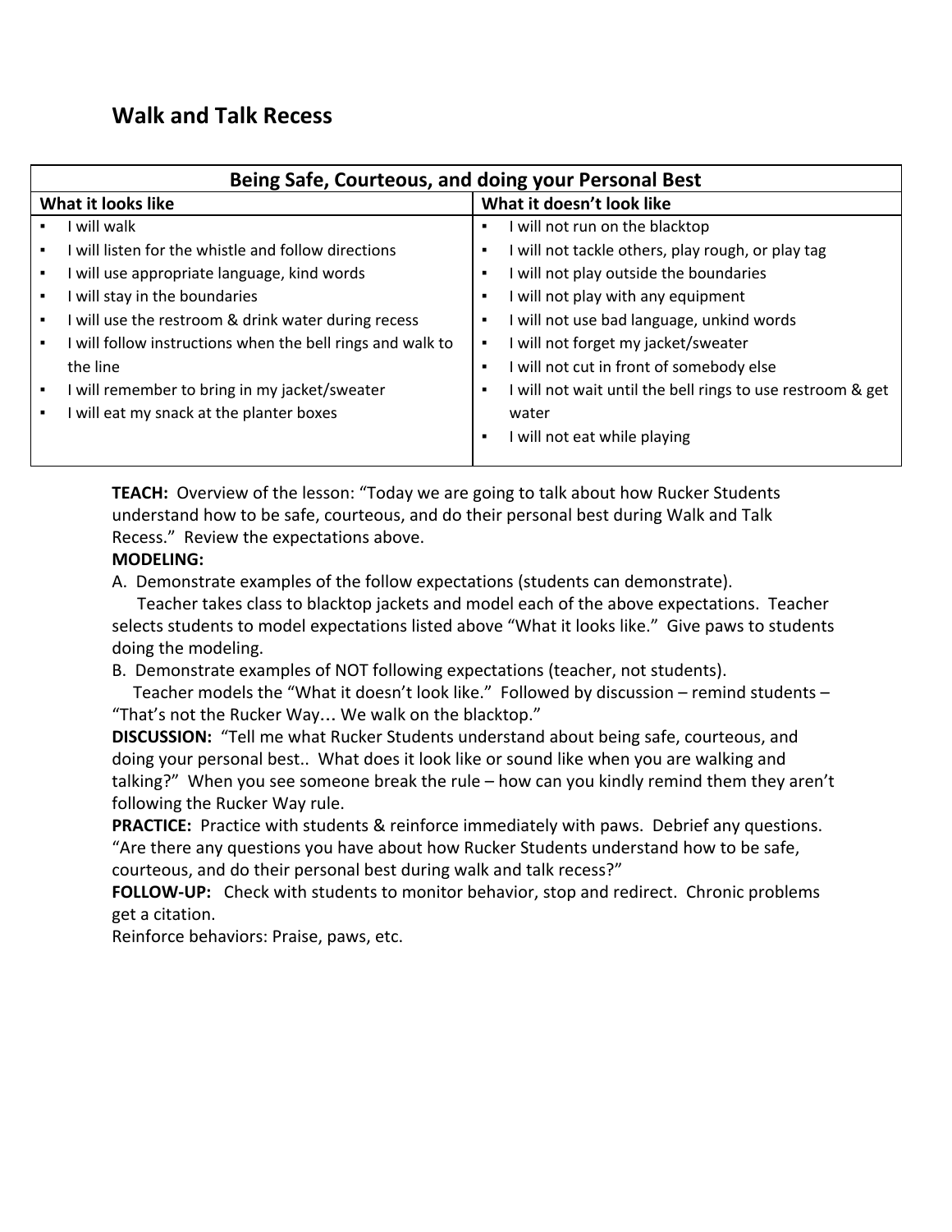## Walk and Talk Recess

| Being Safe, Courteous, and doing your Personal Best | |
|---|---|
| **What it looks like** | **What it doesn't look like** |
| ▪ I will walk<br>▪ I will listen for the whistle and follow directions<br>▪ I will use appropriate language, kind words<br>▪ I will stay in the boundaries<br>▪ I will use the restroom & drink water during recess<br>▪ I will follow instructions when the bell rings and walk to the line<br>▪ I will remember to bring in my jacket/sweater<br>▪ I will eat my snack at the planter boxes | ▪ I will not run on the blacktop<br>▪ I will not tackle others, play rough, or play tag<br>▪ I will not play outside the boundaries<br>▪ I will not play with any equipment<br>▪ I will not use bad language, unkind words<br>▪ I will not forget my jacket/sweater<br>▪ I will not cut in front of somebody else<br>▪ I will not wait until the bell rings to use restroom & get water<br>▪ I will not eat while playing |

**TEACH:** Overview of the lesson: "Today we are going to talk about how Rucker Students understand how to be safe, courteous, and do their personal best during Walk and Talk Recess." Review the expectations above.

**MODELING:**

A. Demonstrate examples of the follow expectations (students can demonstrate).
Teacher takes class to blacktop jackets and model each of the above expectations. Teacher selects students to model expectations listed above "What it looks like." Give paws to students doing the modeling.

B. Demonstrate examples of NOT following expectations (teacher, not students).
Teacher models the "What it doesn't look like." Followed by discussion – remind students – "That's not the Rucker Way… We walk on the blacktop."

**DISCUSSION:** "Tell me what Rucker Students understand about being safe, courteous, and doing your personal best.. What does it look like or sound like when you are walking and talking?" When you see someone break the rule – how can you kindly remind them they aren't following the Rucker Way rule.

**PRACTICE:** Practice with students & reinforce immediately with paws. Debrief any questions. "Are there any questions you have about how Rucker Students understand how to be safe, courteous, and do their personal best during walk and talk recess?"

**FOLLOW-UP:** Check with students to monitor behavior, stop and redirect. Chronic problems get a citation.

Reinforce behaviors: Praise, paws, etc.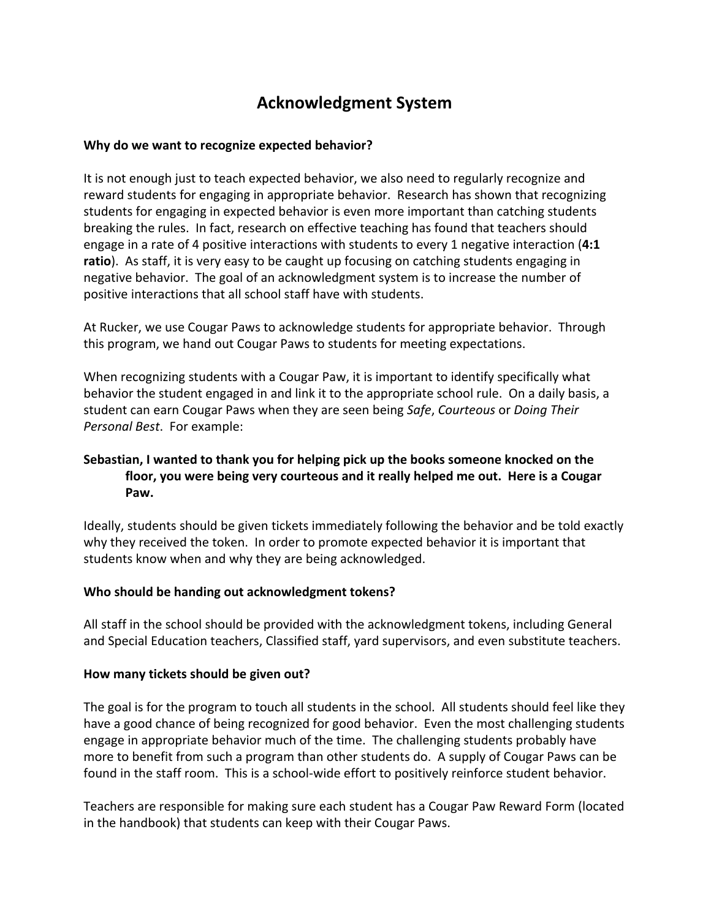# Acknowledgment System

**Why do we want to recognize expected behavior?**

It is not enough just to teach expected behavior, we also need to regularly recognize and reward students for engaging in appropriate behavior. Research has shown that recognizing students for engaging in expected behavior is even more important than catching students breaking the rules. In fact, research on effective teaching has found that teachers should engage in a rate of 4 positive interactions with students to every 1 negative interaction (**4:1 ratio**). As staff, it is very easy to be caught up focusing on catching students engaging in negative behavior. The goal of an acknowledgment system is to increase the number of positive interactions that all school staff have with students.

At Rucker, we use Cougar Paws to acknowledge students for appropriate behavior. Through this program, we hand out Cougar Paws to students for meeting expectations.

When recognizing students with a Cougar Paw, it is important to identify specifically what behavior the student engaged in and link it to the appropriate school rule. On a daily basis, a student can earn Cougar Paws when they are seen being *Safe*, *Courteous* or *Doing Their Personal Best*. For example:

**Sebastian, I wanted to thank you for helping pick up the books someone knocked on the floor, you were being very courteous and it really helped me out. Here is a Cougar Paw.**

Ideally, students should be given tickets immediately following the behavior and be told exactly why they received the token. In order to promote expected behavior it is important that students know when and why they are being acknowledged.

**Who should be handing out acknowledgment tokens?**

All staff in the school should be provided with the acknowledgment tokens, including General and Special Education teachers, Classified staff, yard supervisors, and even substitute teachers.

**How many tickets should be given out?**

The goal is for the program to touch all students in the school. All students should feel like they have a good chance of being recognized for good behavior. Even the most challenging students engage in appropriate behavior much of the time. The challenging students probably have more to benefit from such a program than other students do. A supply of Cougar Paws can be found in the staff room. This is a school-wide effort to positively reinforce student behavior.

Teachers are responsible for making sure each student has a Cougar Paw Reward Form (located in the handbook) that students can keep with their Cougar Paws.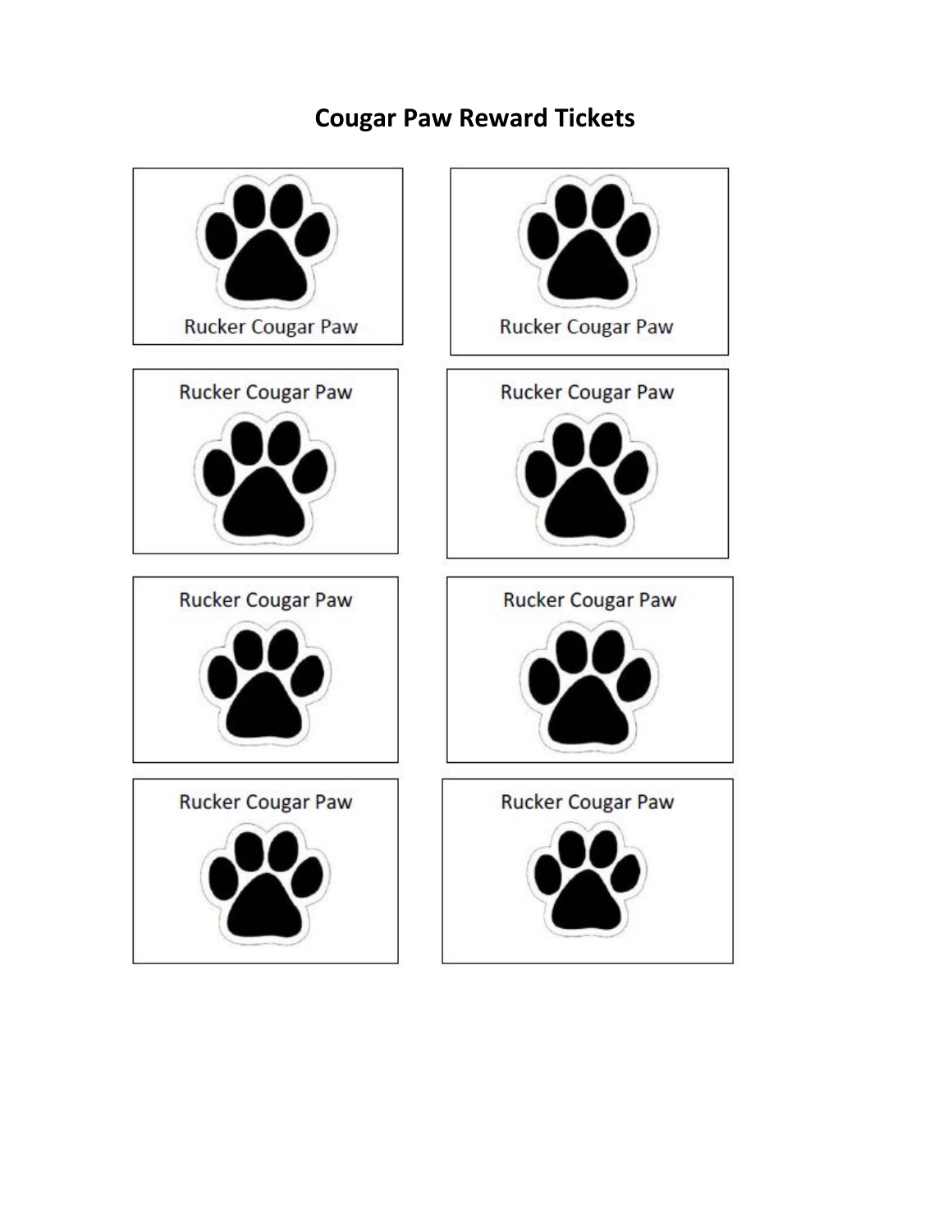# Cougar Paw Reward Tickets

Rucker Cougar Paw

Rucker Cougar Paw

Rucker Cougar Paw

Rucker Cougar Paw

Rucker Cougar Paw

Rucker Cougar Paw

Rucker Cougar Paw

Rucker Cougar Paw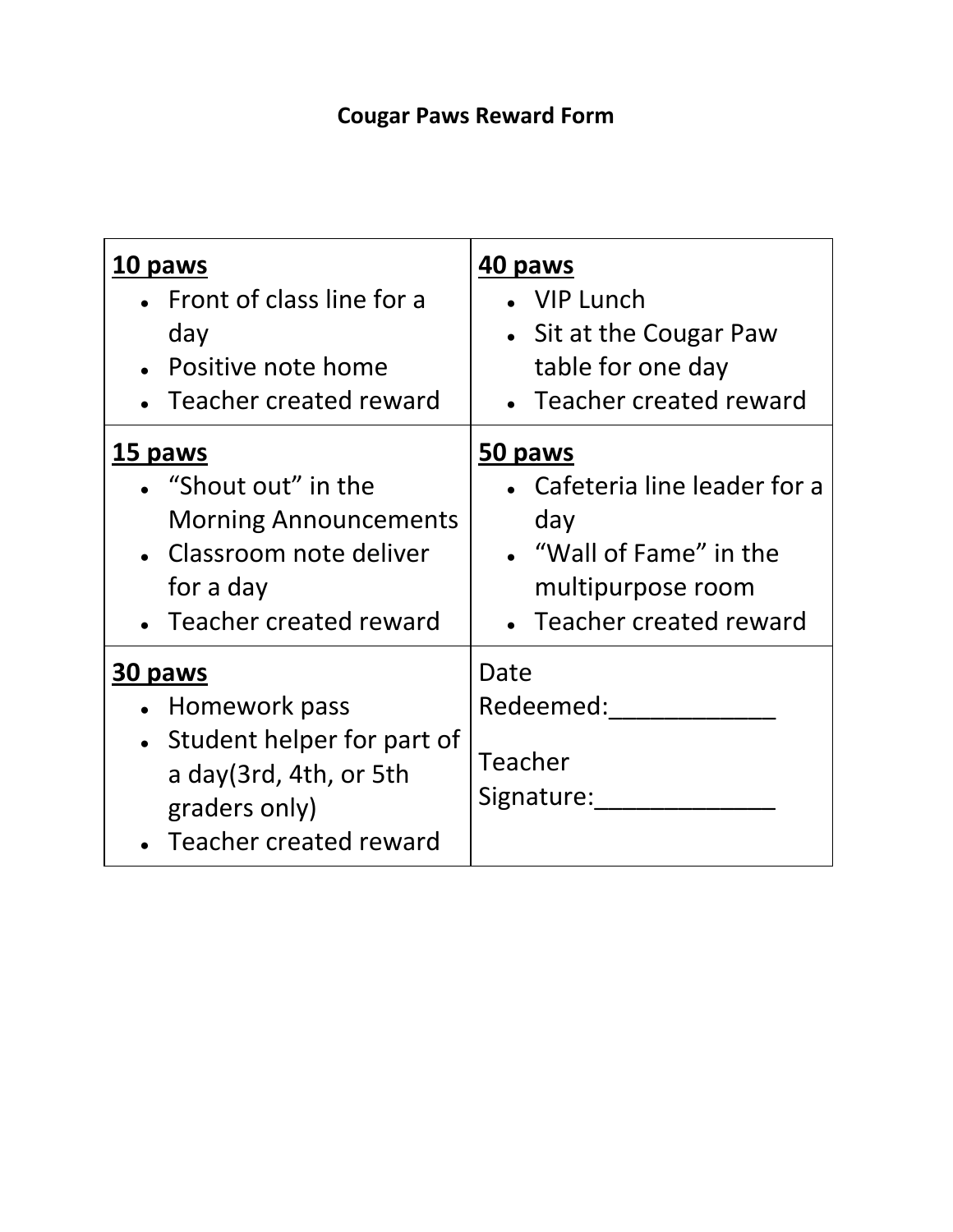**Cougar Paws Reward Form**

| **10 paws**<br>• Front of class line for a day<br>• Positive note home<br>• Teacher created reward | **40 paws**<br>• VIP Lunch<br>• Sit at the Cougar Paw table for one day<br>• Teacher created reward |
|---|---|
| **15 paws**<br>• "Shout out" in the Morning Announcements<br>• Classroom note deliver for a day<br>• Teacher created reward | **50 paws**<br>• Cafeteria line leader for a day<br>• "Wall of Fame" in the multipurpose room<br>• Teacher created reward |
| **30 paws**<br>• Homework pass<br>• Student helper for part of a day(3rd, 4th, or 5th graders only)<br>• Teacher created reward | Date Redeemed:____________<br><br>Teacher Signature:_____________ |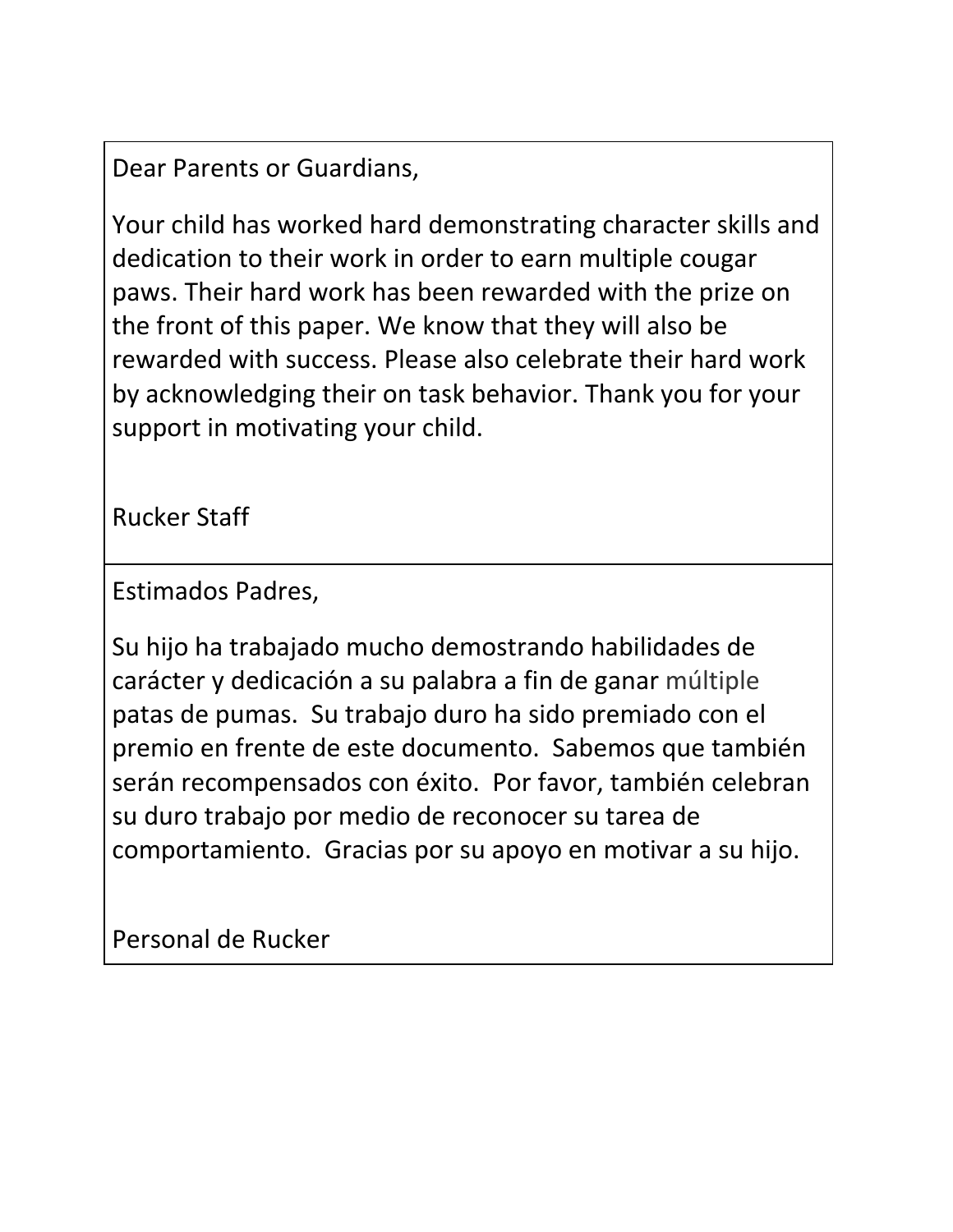Dear Parents or Guardians,

Your child has worked hard demonstrating character skills and dedication to their work in order to earn multiple cougar paws. Their hard work has been rewarded with the prize on the front of this paper. We know that they will also be rewarded with success. Please also celebrate their hard work by acknowledging their on task behavior. Thank you for your support in motivating your child.

Rucker Staff

---

Estimados Padres,

Su hijo ha trabajado mucho demostrando habilidades de carácter y dedicación a su palabra a fin de ganar múltiple patas de pumas. Su trabajo duro ha sido premiado con el premio en frente de este documento. Sabemos que también serán recompensados con éxito. Por favor, también celebran su duro trabajo por medio de reconocer su tarea de comportamiento. Gracias por su apoyo en motivar a su hijo.

Personal de Rucker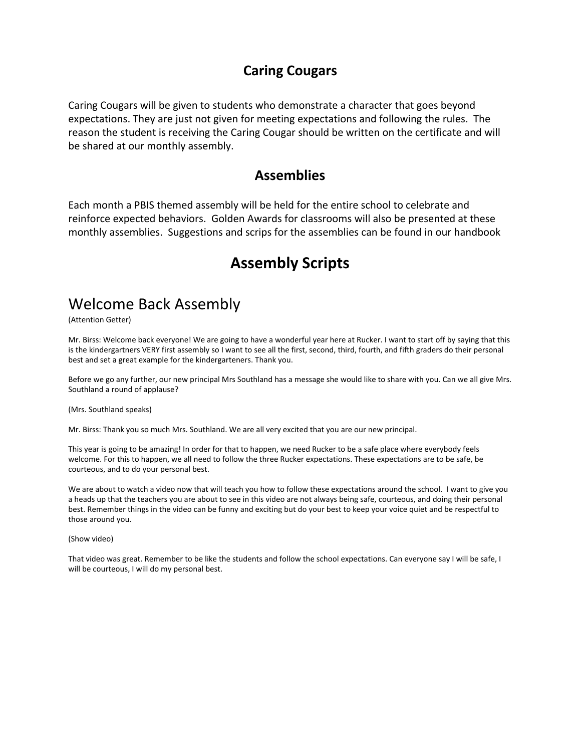## Caring Cougars

Caring Cougars will be given to students who demonstrate a character that goes beyond expectations. They are just not given for meeting expectations and following the rules. The reason the student is receiving the Caring Cougar should be written on the certificate and will be shared at our monthly assembly.

## Assemblies

Each month a PBIS themed assembly will be held for the entire school to celebrate and reinforce expected behaviors. Golden Awards for classrooms will also be presented at these monthly assemblies. Suggestions and scrips for the assemblies can be found in our handbook

# Assembly Scripts

## Welcome Back Assembly

(Attention Getter)

Mr. Birss: Welcome back everyone! We are going to have a wonderful year here at Rucker. I want to start off by saying that this is the kindergartners VERY first assembly so I want to see all the first, second, third, fourth, and fifth graders do their personal best and set a great example for the kindergarteners. Thank you.

Before we go any further, our new principal Mrs Southland has a message she would like to share with you. Can we all give Mrs. Southland a round of applause?

(Mrs. Southland speaks)

Mr. Birss: Thank you so much Mrs. Southland. We are all very excited that you are our new principal.

This year is going to be amazing! In order for that to happen, we need Rucker to be a safe place where everybody feels welcome. For this to happen, we all need to follow the three Rucker expectations. These expectations are to be safe, be courteous, and to do your personal best.

We are about to watch a video now that will teach you how to follow these expectations around the school. I want to give you a heads up that the teachers you are about to see in this video are not always being safe, courteous, and doing their personal best. Remember things in the video can be funny and exciting but do your best to keep your voice quiet and be respectful to those around you.

(Show video)

That video was great. Remember to be like the students and follow the school expectations. Can everyone say I will be safe, I will be courteous, I will do my personal best.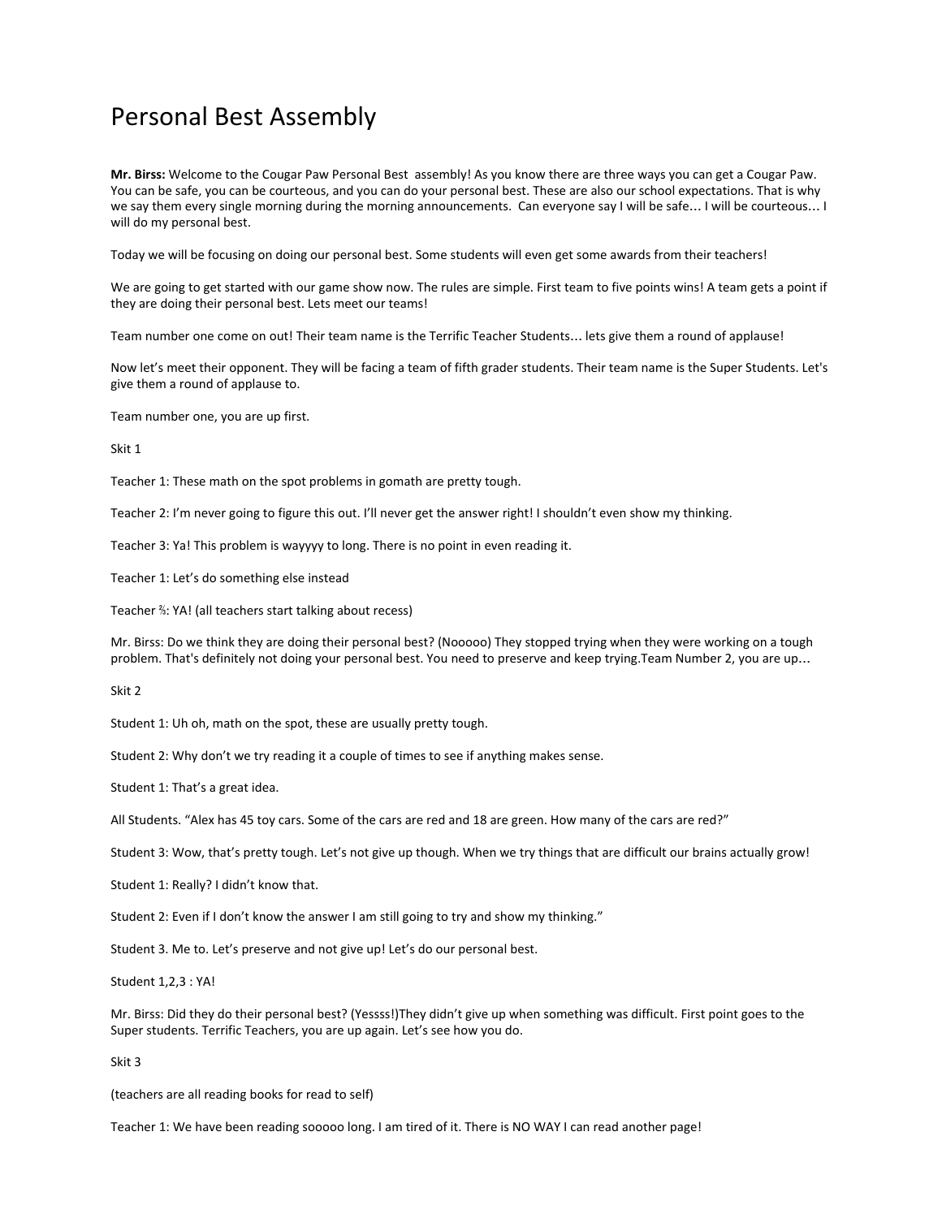# Personal Best Assembly

**Mr. Birss:** Welcome to the Cougar Paw Personal Best  assembly! As you know there are three ways you can get a Cougar Paw. You can be safe, you can be courteous, and you can do your personal best. These are also our school expectations. That is why we say them every single morning during the morning announcements.  Can everyone say I will be safe… I will be courteous… I will do my personal best.

Today we will be focusing on doing our personal best. Some students will even get some awards from their teachers!

We are going to get started with our game show now. The rules are simple. First team to five points wins! A team gets a point if they are doing their personal best. Lets meet our teams!

Team number one come on out! Their team name is the Terrific Teacher Students… lets give them a round of applause!

Now let's meet their opponent. They will be facing a team of fifth grader students. Their team name is the Super Students. Let's give them a round of applause to.

Team number one, you are up first.

Skit 1

Teacher 1: These math on the spot problems in gomath are pretty tough.

Teacher 2: I'm never going to figure this out. I'll never get the answer right! I shouldn't even show my thinking.

Teacher 3: Ya! This problem is wayyyy to long. There is no point in even reading it.

Teacher 1: Let's do something else instead

Teacher ⅔: YA! (all teachers start talking about recess)

Mr. Birss: Do we think they are doing their personal best? (Nooooo) They stopped trying when they were working on a tough problem. That's definitely not doing your personal best. You need to preserve and keep trying.Team Number 2, you are up…

Skit 2

Student 1: Uh oh, math on the spot, these are usually pretty tough.

Student 2: Why don't we try reading it a couple of times to see if anything makes sense.

Student 1: That's a great idea.

All Students. "Alex has 45 toy cars. Some of the cars are red and 18 are green. How many of the cars are red?"

Student 3: Wow, that's pretty tough. Let's not give up though. When we try things that are difficult our brains actually grow!

Student 1: Really? I didn't know that.

Student 2: Even if I don't know the answer I am still going to try and show my thinking."

Student 3. Me to. Let's preserve and not give up! Let's do our personal best.

Student 1,2,3 : YA!

Mr. Birss: Did they do their personal best? (Yessss!)They didn't give up when something was difficult. First point goes to the Super students. Terrific Teachers, you are up again. Let's see how you do.

Skit 3

(teachers are all reading books for read to self)

Teacher 1: We have been reading sooooo long. I am tired of it. There is NO WAY I can read another page!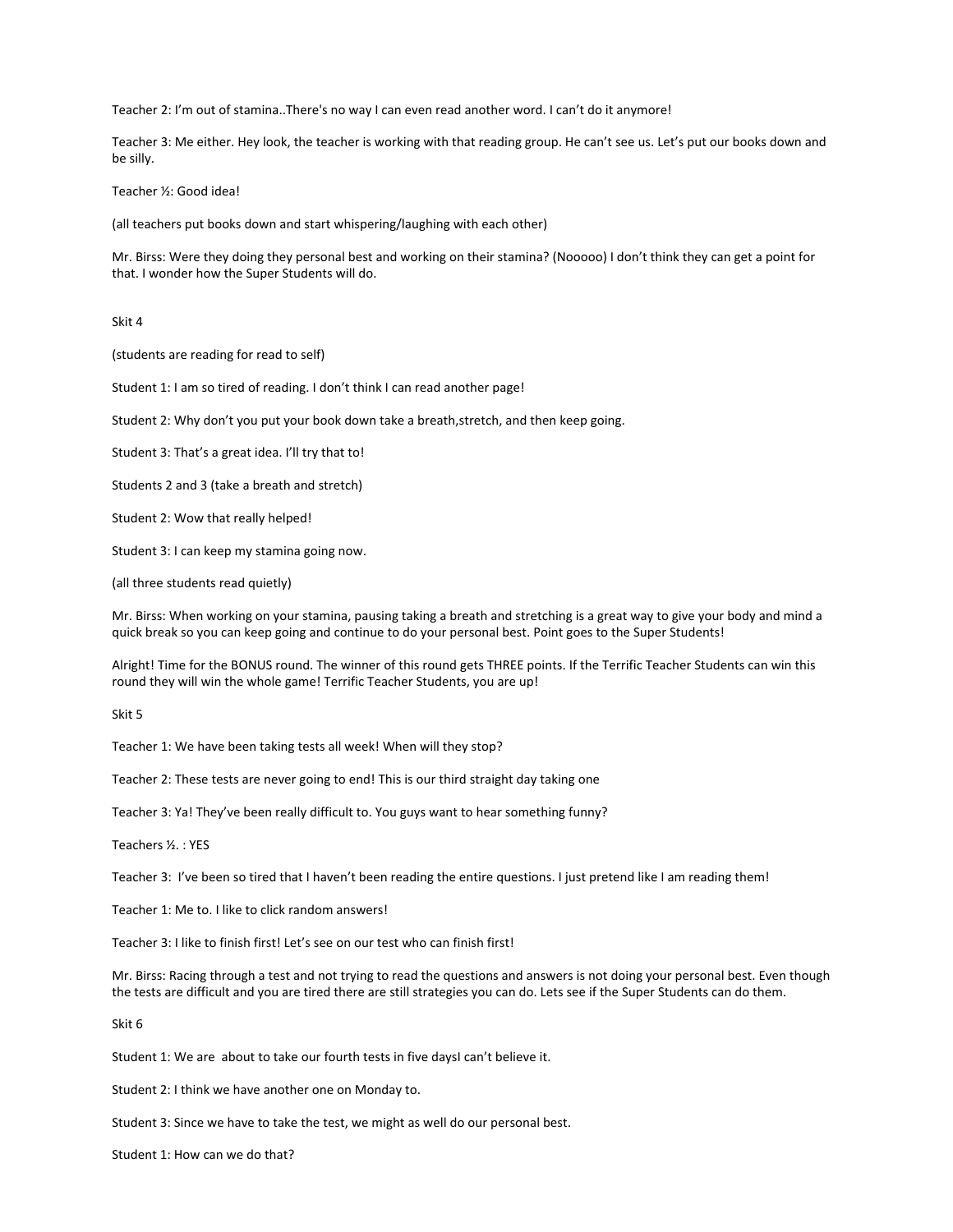Teacher 2: I'm out of stamina..There's no way I can even read another word. I can't do it anymore!

Teacher 3: Me either. Hey look, the teacher is working with that reading group. He can't see us. Let's put our books down and be silly.

Teacher ½: Good idea!

(all teachers put books down and start whispering/laughing with each other)

Mr. Birss: Were they doing they personal best and working on their stamina? (Nooooo) I don't think they can get a point for that. I wonder how the Super Students will do.

Skit 4

(students are reading for read to self)

Student 1: I am so tired of reading. I don't think I can read another page!

Student 2: Why don't you put your book down take a breath,stretch, and then keep going.

Student 3: That's a great idea. I'll try that to!

Students 2 and 3 (take a breath and stretch)

Student 2: Wow that really helped!

Student 3: I can keep my stamina going now.

(all three students read quietly)

Mr. Birss: When working on your stamina, pausing taking a breath and stretching is a great way to give your body and mind a quick break so you can keep going and continue to do your personal best. Point goes to the Super Students!

Alright! Time for the BONUS round. The winner of this round gets THREE points. If the Terrific Teacher Students can win this round they will win the whole game! Terrific Teacher Students, you are up!

Skit 5

Teacher 1: We have been taking tests all week! When will they stop?

Teacher 2: These tests are never going to end! This is our third straight day taking one

Teacher 3: Ya! They've been really difficult to. You guys want to hear something funny?

Teachers ½. : YES

Teacher 3: I've been so tired that I haven't been reading the entire questions. I just pretend like I am reading them!

Teacher 1: Me to. I like to click random answers!

Teacher 3: I like to finish first! Let's see on our test who can finish first!

Mr. Birss: Racing through a test and not trying to read the questions and answers is not doing your personal best. Even though the tests are difficult and you are tired there are still strategies you can do. Lets see if the Super Students can do them.

Skit 6

Student 1: We are about to take our fourth tests in five daysI can't believe it.

Student 2: I think we have another one on Monday to.

Student 3: Since we have to take the test, we might as well do our personal best.

Student 1: How can we do that?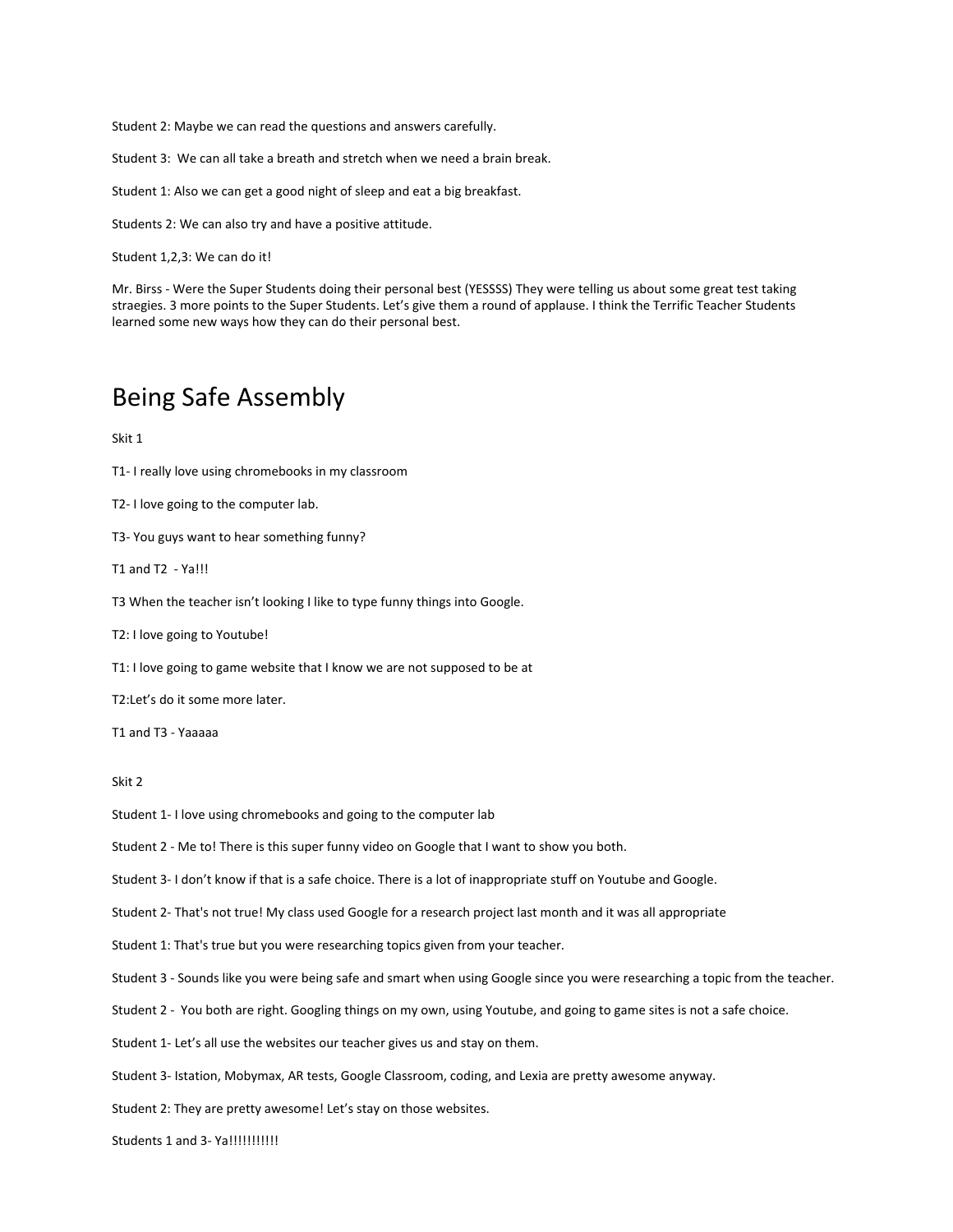Student 2: Maybe we can read the questions and answers carefully.

Student 3: We can all take a breath and stretch when we need a brain break.

Student 1: Also we can get a good night of sleep and eat a big breakfast.

Students 2: We can also try and have a positive attitude.

Student 1,2,3: We can do it!

Mr. Birss - Were the Super Students doing their personal best (YESSSS) They were telling us about some great test taking straegies. 3 more points to the Super Students. Let's give them a round of applause. I think the Terrific Teacher Students learned some new ways how they can do their personal best.

# Being Safe Assembly

Skit 1

T1- I really love using chromebooks in my classroom

T2- I love going to the computer lab.

T3- You guys want to hear something funny?

T1 and T2 - Ya!!!

T3 When the teacher isn't looking I like to type funny things into Google.

T2: I love going to Youtube!

T1: I love going to game website that I know we are not supposed to be at

T2:Let's do it some more later.

T1 and T3 - Yaaaaa

Skit 2

Student 1- I love using chromebooks and going to the computer lab

Student 2 - Me to! There is this super funny video on Google that I want to show you both.

Student 3- I don't know if that is a safe choice. There is a lot of inappropriate stuff on Youtube and Google.

Student 2- That's not true! My class used Google for a research project last month and it was all appropriate

Student 1: That's true but you were researching topics given from your teacher.

Student 3 - Sounds like you were being safe and smart when using Google since you were researching a topic from the teacher.

Student 2 - You both are right. Googling things on my own, using Youtube, and going to game sites is not a safe choice.

Student 1- Let's all use the websites our teacher gives us and stay on them.

Student 3- Istation, Mobymax, AR tests, Google Classroom, coding, and Lexia are pretty awesome anyway.

Student 2: They are pretty awesome! Let's stay on those websites.

Students 1 and 3- Ya!!!!!!!!!!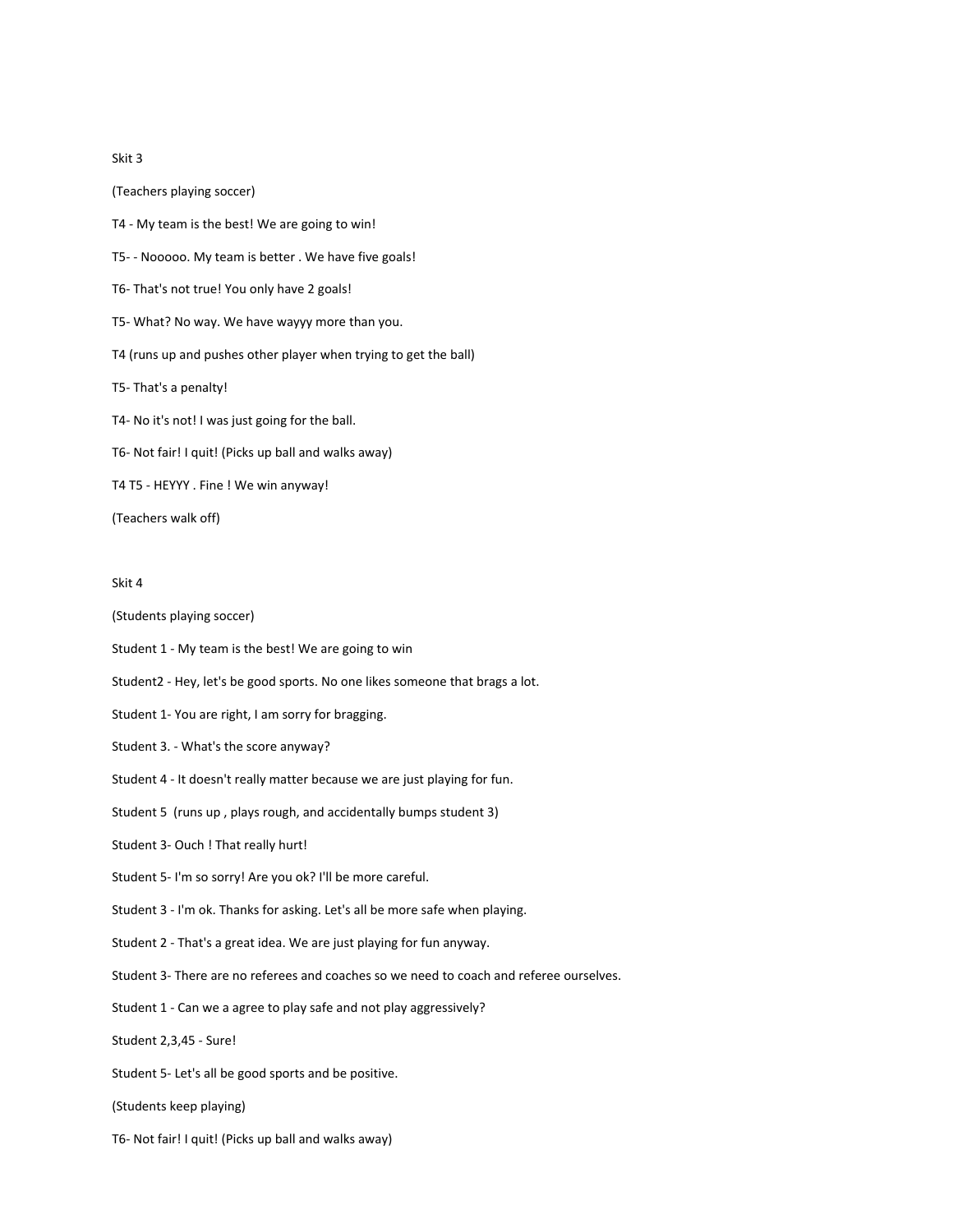Skit 3

(Teachers playing soccer)

T4 - My team is the best! We are going to win!

T5- - Nooooo. My team is better . We have five goals!

T6- That's not true! You only have 2 goals!

T5- What? No way. We have wayyy more than you.

T4 (runs up and pushes other player when trying to get the ball)

T5- That's a penalty!

T4- No it's not! I was just going for the ball.

T6- Not fair! I quit! (Picks up ball and walks away)

T4 T5 - HEYYY . Fine ! We win anyway!

(Teachers walk off)

Skit 4

(Students playing soccer)

Student 1 - My team is the best! We are going to win

Student2 - Hey, let's be good sports. No one likes someone that brags a lot.

Student 1- You are right, I am sorry for bragging.

Student 3. - What's the score anyway?

Student 4 - It doesn't really matter because we are just playing for fun.

Student 5 (runs up , plays rough, and accidentally bumps student 3)

Student 3- Ouch ! That really hurt!

Student 5- I'm so sorry! Are you ok? I'll be more careful.

Student 3 - I'm ok. Thanks for asking. Let's all be more safe when playing.

Student 2 - That's a great idea. We are just playing for fun anyway.

Student 3- There are no referees and coaches so we need to coach and referee ourselves.

Student 1 - Can we a agree to play safe and not play aggressively?

Student 2,3,45 - Sure!

Student 5- Let's all be good sports and be positive.

(Students keep playing)

T6- Not fair! I quit! (Picks up ball and walks away)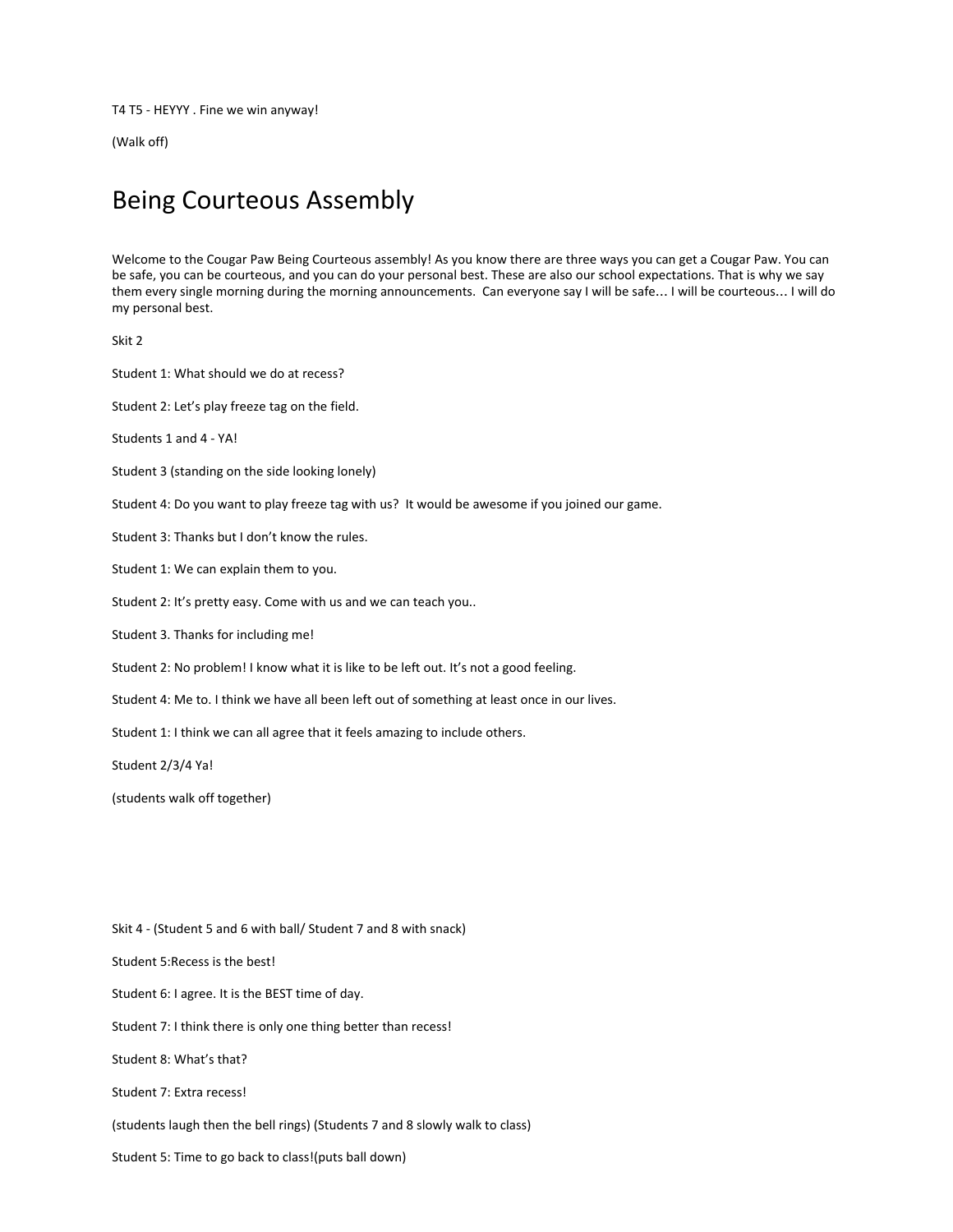T4 T5 - HEYYY . Fine we win anyway!

(Walk off)

# Being Courteous Assembly

Welcome to the Cougar Paw Being Courteous assembly! As you know there are three ways you can get a Cougar Paw. You can be safe, you can be courteous, and you can do your personal best. These are also our school expectations. That is why we say them every single morning during the morning announcements. Can everyone say I will be safe… I will be courteous… I will do my personal best.

Skit 2

Student 1: What should we do at recess?

Student 2: Let's play freeze tag on the field.

Students 1 and 4 - YA!

Student 3 (standing on the side looking lonely)

Student 4: Do you want to play freeze tag with us? It would be awesome if you joined our game.

Student 3: Thanks but I don't know the rules.

Student 1: We can explain them to you.

Student 2: It's pretty easy. Come with us and we can teach you..

Student 3. Thanks for including me!

Student 2: No problem! I know what it is like to be left out. It's not a good feeling.

Student 4: Me to. I think we have all been left out of something at least once in our lives.

Student 1: I think we can all agree that it feels amazing to include others.

Student 2/3/4 Ya!

(students walk off together)

Skit 4 - (Student 5 and 6 with ball/ Student 7 and 8 with snack)

Student 5:Recess is the best!

Student 6: I agree. It is the BEST time of day.

Student 7: I think there is only one thing better than recess!

Student 8: What's that?

Student 7: Extra recess!

(students laugh then the bell rings) (Students 7 and 8 slowly walk to class)

Student 5: Time to go back to class!(puts ball down)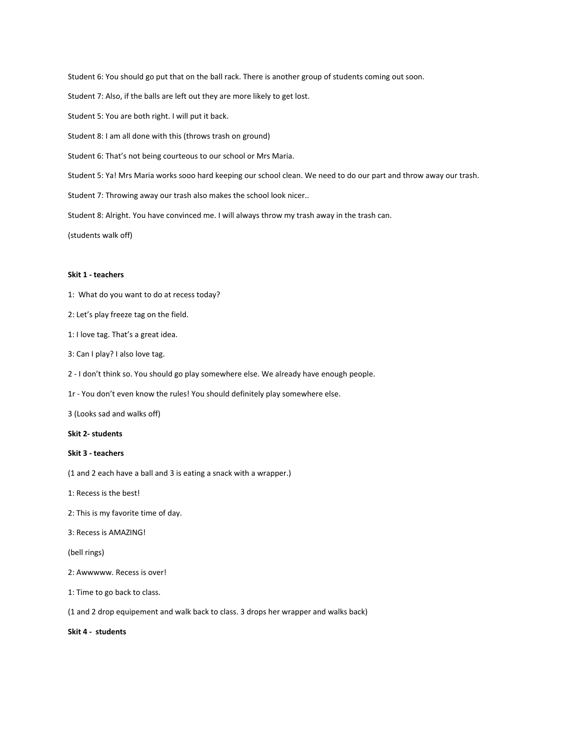Student 6: You should go put that on the ball rack. There is another group of students coming out soon.

Student 7: Also, if the balls are left out they are more likely to get lost.

Student 5: You are both right. I will put it back.

Student 8: I am all done with this (throws trash on ground)

Student 6: That's not being courteous to our school or Mrs Maria.

Student 5: Ya! Mrs Maria works sooo hard keeping our school clean. We need to do our part and throw away our trash.

Student 7: Throwing away our trash also makes the school look nicer..

Student 8: Alright. You have convinced me. I will always throw my trash away in the trash can.

(students walk off)

**Skit 1 - teachers**

1:  What do you want to do at recess today?

2: Let's play freeze tag on the field.

1: I love tag. That's a great idea.

3: Can I play? I also love tag.

2 - I don't think so. You should go play somewhere else. We already have enough people.

1r - You don't even know the rules! You should definitely play somewhere else.

3 (Looks sad and walks off)

**Skit 2- students**

**Skit 3 - teachers**

(1 and 2 each have a ball and 3 is eating a snack with a wrapper.)

1: Recess is the best!

2: This is my favorite time of day.

3: Recess is AMAZING!

(bell rings)

2: Awwwww. Recess is over!

1: Time to go back to class.

(1 and 2 drop equipement and walk back to class. 3 drops her wrapper and walks back)

**Skit 4 -  students**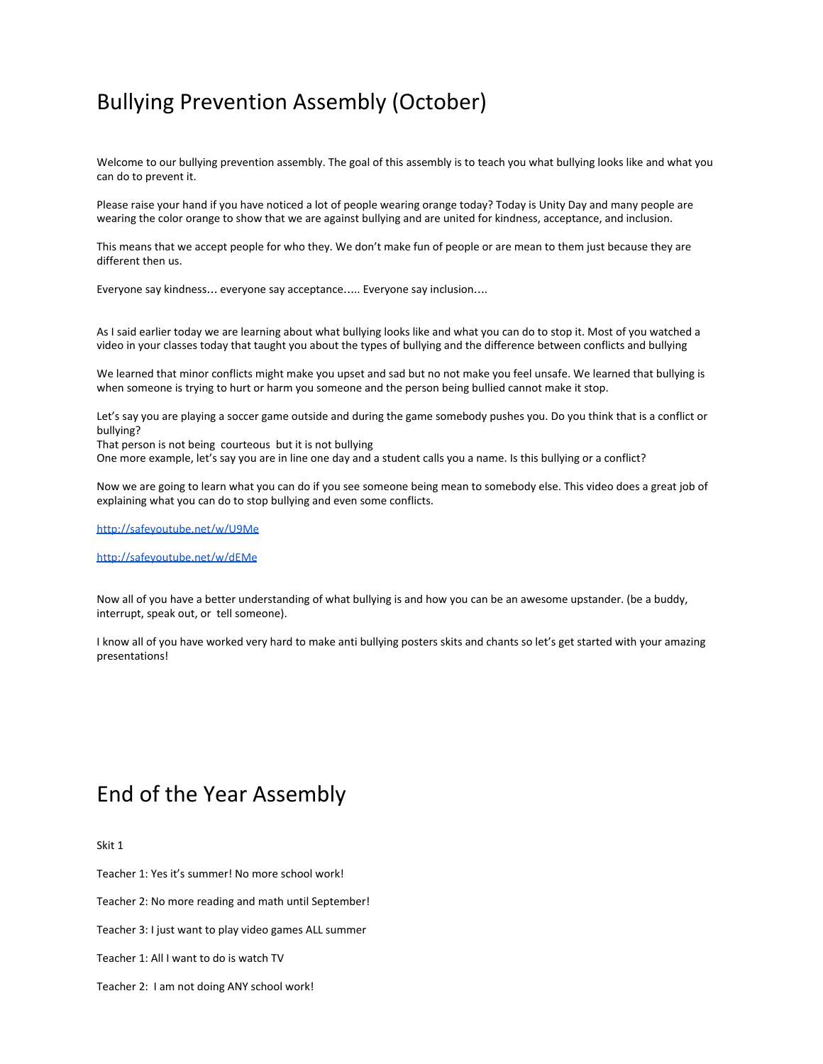# Bullying Prevention Assembly (October)

Welcome to our bullying prevention assembly. The goal of this assembly is to teach you what bullying looks like and what you can do to prevent it.

Please raise your hand if you have noticed a lot of people wearing orange today? Today is Unity Day and many people are wearing the color orange to show that we are against bullying and are united for kindness, acceptance, and inclusion.

This means that we accept people for who they. We don't make fun of people or are mean to them just because they are different then us.

Everyone say kindness… everyone say acceptance….. Everyone say inclusion….

As I said earlier today we are learning about what bullying looks like and what you can do to stop it. Most of you watched a video in your classes today that taught you about the types of bullying and the difference between conflicts and bullying

We learned that minor conflicts might make you upset and sad but no not make you feel unsafe. We learned that bullying is when someone is trying to hurt or harm you someone and the person being bullied cannot make it stop.

Let's say you are playing a soccer game outside and during the game somebody pushes you. Do you think that is a conflict or bullying?
That person is not being courteous but it is not bullying
One more example, let's say you are in line one day and a student calls you a name. Is this bullying or a conflict?

Now we are going to learn what you can do if you see someone being mean to somebody else. This video does a great job of explaining what you can do to stop bullying and even some conflicts.

http://safeyoutube.net/w/U9Me

http://safeyoutube.net/w/dEMe

Now all of you have a better understanding of what bullying is and how you can be an awesome upstander. (be a buddy, interrupt, speak out, or tell someone).

I know all of you have worked very hard to make anti bullying posters skits and chants so let's get started with your amazing presentations!

# End of the Year Assembly

Skit 1

Teacher 1: Yes it's summer! No more school work!

Teacher 2: No more reading and math until September!

Teacher 3: I just want to play video games ALL summer

Teacher 1: All I want to do is watch TV

Teacher 2: I am not doing ANY school work!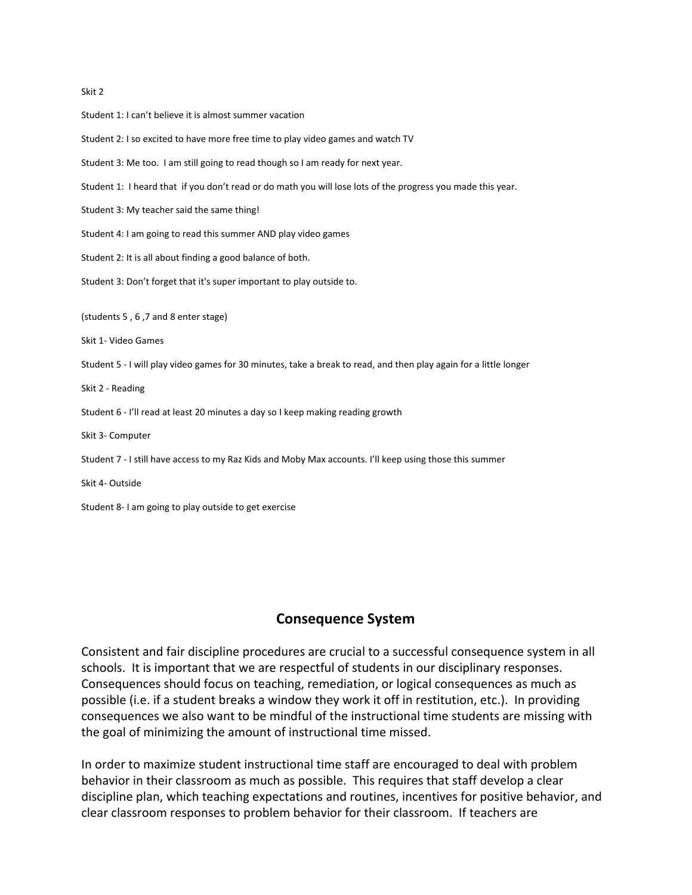Skit 2

Student 1: I can't believe it is almost summer vacation

Student 2: I so excited to have more free time to play video games and watch TV

Student 3: Me too. I am still going to read though so I am ready for next year.

Student 1: I heard that if you don't read or do math you will lose lots of the progress you made this year.

Student 3: My teacher said the same thing!

Student 4: I am going to read this summer AND play video games

Student 2: It is all about finding a good balance of both.

Student 3: Don't forget that it's super important to play outside to.

(students 5 , 6 ,7 and 8 enter stage)

Skit 1- Video Games

Student 5 - I will play video games for 30 minutes, take a break to read, and then play again for a little longer

Skit 2 - Reading

Student 6 - I'll read at least 20 minutes a day so I keep making reading growth

Skit 3- Computer

Student 7 - I still have access to my Raz Kids and Moby Max accounts. I'll keep using those this summer

Skit 4- Outside

Student 8- I am going to play outside to get exercise

## Consequence System

Consistent and fair discipline procedures are crucial to a successful consequence system in all schools. It is important that we are respectful of students in our disciplinary responses. Consequences should focus on teaching, remediation, or logical consequences as much as possible (i.e. if a student breaks a window they work it off in restitution, etc.). In providing consequences we also want to be mindful of the instructional time students are missing with the goal of minimizing the amount of instructional time missed.

In order to maximize student instructional time staff are encouraged to deal with problem behavior in their classroom as much as possible. This requires that staff develop a clear discipline plan, which teaching expectations and routines, incentives for positive behavior, and clear classroom responses to problem behavior for their classroom. If teachers are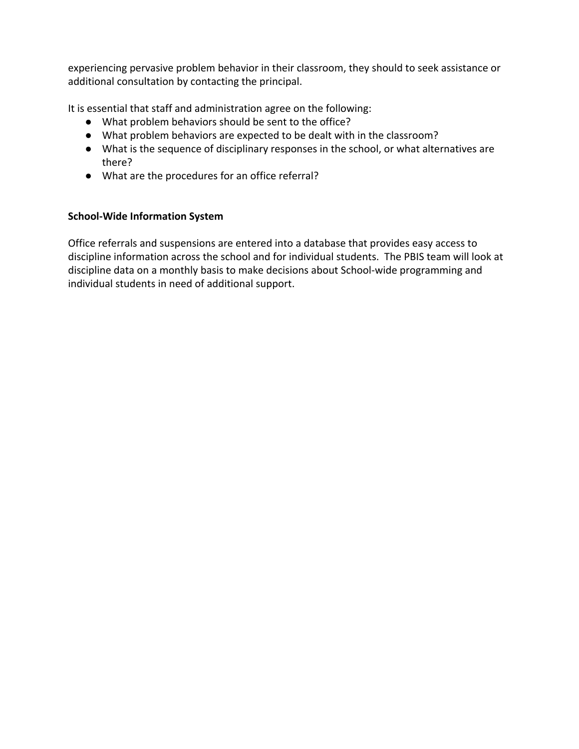experiencing pervasive problem behavior in their classroom, they should to seek assistance or additional consultation by contacting the principal.

It is essential that staff and administration agree on the following:

- What problem behaviors should be sent to the office?
- What problem behaviors are expected to be dealt with in the classroom?
- What is the sequence of disciplinary responses in the school, or what alternatives are there?
- What are the procedures for an office referral?

**School-Wide Information System**

Office referrals and suspensions are entered into a database that provides easy access to discipline information across the school and for individual students. The PBIS team will look at discipline data on a monthly basis to make decisions about School-wide programming and individual students in need of additional support.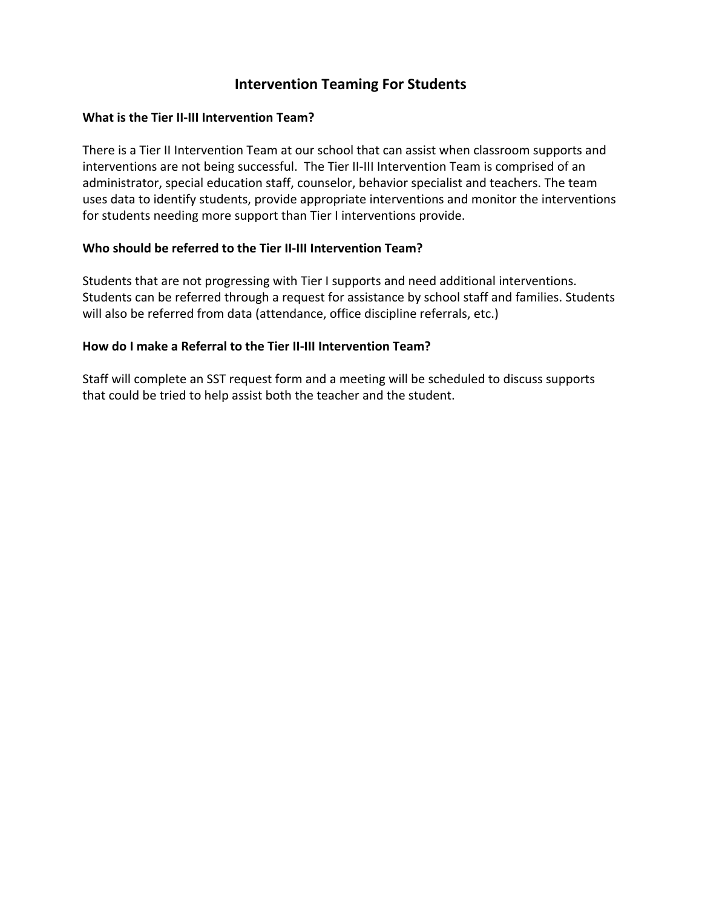# Intervention Teaming For Students

**What is the Tier II-III Intervention Team?**

There is a Tier II Intervention Team at our school that can assist when classroom supports and interventions are not being successful. The Tier II-III Intervention Team is comprised of an administrator, special education staff, counselor, behavior specialist and teachers. The team uses data to identify students, provide appropriate interventions and monitor the interventions for students needing more support than Tier I interventions provide.

**Who should be referred to the Tier II-III Intervention Team?**

Students that are not progressing with Tier I supports and need additional interventions. Students can be referred through a request for assistance by school staff and families. Students will also be referred from data (attendance, office discipline referrals, etc.)

**How do I make a Referral to the Tier II-III Intervention Team?**

Staff will complete an SST request form and a meeting will be scheduled to discuss supports that could be tried to help assist both the teacher and the student.